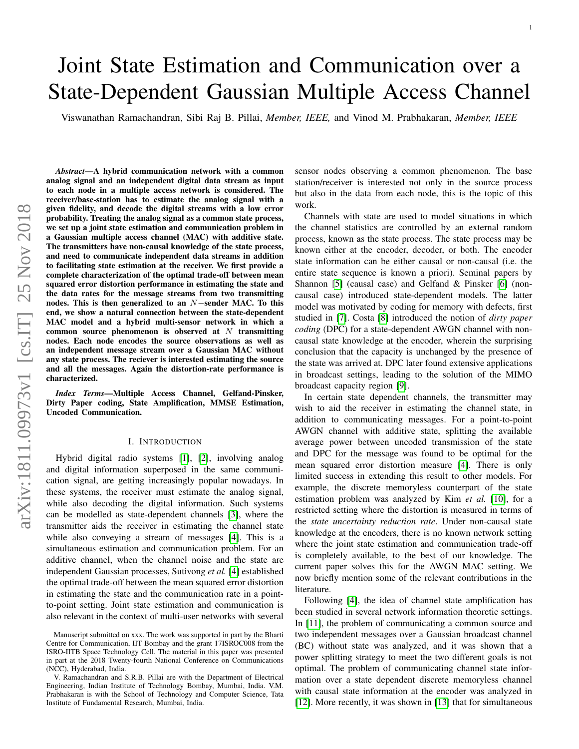# Joint State Estimation and Communication over a State-Dependent Gaussian Multiple Access Channel

Viswanathan Ramachandran, Sibi Raj B. Pillai, *Member, IEEE,* and Vinod M. Prabhakaran, *Member, IEEE*

***Abstract*—A hybrid communication network with a common analog signal and an independent digital data stream as input to each node in a multiple access network is considered. The receiver/base-station has to estimate the analog signal with a given fidelity, and decode the digital streams with a low error probability. Treating the analog signal as a common state process, we set up a joint state estimation and communication problem in a Gaussian multiple access channel (MAC) with additive state. The transmitters have non-causal knowledge of the state process, and need to communicate independent data streams in addition to facilitating state estimation at the receiver. We first provide a complete characterization of the optimal trade-off between mean squared error distortion performance in estimating the state and the data rates for the message streams from two transmitting nodes. This is then generalized to an $N-$sender MAC. To this end, we show a natural connection between the state-dependent MAC model and a hybrid multi-sensor network in which a common source phenomenon is observed at $N$ transmitting nodes. Each node encodes the source observations as well as an independent message stream over a Gaussian MAC without any state process. The reciever is interested estimating the source and all the messages. Again the distortion-rate performance is characterized.**

***Index Terms*—Multiple Access Channel, Gelfand-Pinsker, Dirty Paper coding, State Amplification, MMSE Estimation, Uncoded Communication.**

## I. Introduction

Hybrid digital radio systems [1], [2], involving analog and digital information superposed in the same communication signal, are getting increasingly popular nowadays. In these systems, the receiver must estimate the analog signal, while also decoding the digital information. Such systems can be modelled as state-dependent channels [3], where the transmitter aids the receiver in estimating the channel state while also conveying a stream of messages [4]. This is a simultaneous estimation and communication problem. For an additive channel, when the channel noise and the state are independent Gaussian processes, Sutivong *et al.* [4] established the optimal trade-off between the mean squared error distortion in estimating the state and the communication rate in a point-to-point setting. Joint state estimation and communication is also relevant in the context of multi-user networks with several sensor nodes observing a common phenomenon. The base station/receiver is interested not only in the source process but also in the data from each node, this is the topic of this work.

Channels with state are used to model situations in which the channel statistics are controlled by an external random process, known as the state process. The state process may be known either at the encoder, decoder, or both. The encoder state information can be either causal or non-causal (i.e. the entire state sequence is known a priori). Seminal papers by Shannon [5] (causal case) and Gelfand & Pinsker [6] (non-causal case) introduced state-dependent models. The latter model was motivated by coding for memory with defects, first studied in [7]. Costa [8] introduced the notion of *dirty paper coding* (DPC) for a state-dependent AWGN channel with non-causal state knowledge at the encoder, wherein the surprising conclusion that the capacity is unchanged by the presence of the state was arrived at. DPC later found extensive applications in broadcast settings, leading to the solution of the MIMO broadcast capacity region [9].

In certain state dependent channels, the transmitter may wish to aid the receiver in estimating the channel state, in addition to communicating messages. For a point-to-point AWGN channel with additive state, splitting the available average power between uncoded transmission of the state and DPC for the message was found to be optimal for the mean squared error distortion measure [4]. There is only limited success in extending this result to other models. For example, the discrete memoryless counterpart of the state estimation problem was analyzed by Kim *et al.* [10], for a restricted setting where the distortion is measured in terms of the *state uncertainty reduction rate*. Under non-causal state knowledge at the encoders, there is no known network setting where the joint state estimation and communication trade-off is completely available, to the best of our knowledge. The current paper solves this for the AWGN MAC setting. We now briefly mention some of the relevant contributions in the literature.

Following [4], the idea of channel state amplification has been studied in several network information theoretic settings. In [11], the problem of communicating a common source and two independent messages over a Gaussian broadcast channel (BC) without state was analyzed, and it was shown that a power splitting strategy to meet the two different goals is not optimal. The problem of communicating channel state information over a state dependent discrete memoryless channel with causal state information at the encoder was analyzed in [12]. More recently, it was shown in [13] that for simultaneous

Manuscript submitted on xxx. The work was supported in part by the Bharti Centre for Communication, IIT Bombay and the grant 17ISROC008 from the ISRO-IITB Space Technology Cell. The material in this paper was presented in part at the 2018 Twenty-fourth National Conference on Communications (NCC), Hyderabad, India.

V. Ramachandran and S.R.B. Pillai are with the Department of Electrical Engineering, Indian Institute of Technology Bombay, Mumbai, India. V.M. Prabhakaran is with the School of Technology and Computer Science, Tata Institute of Fundamental Research, Mumbai, India.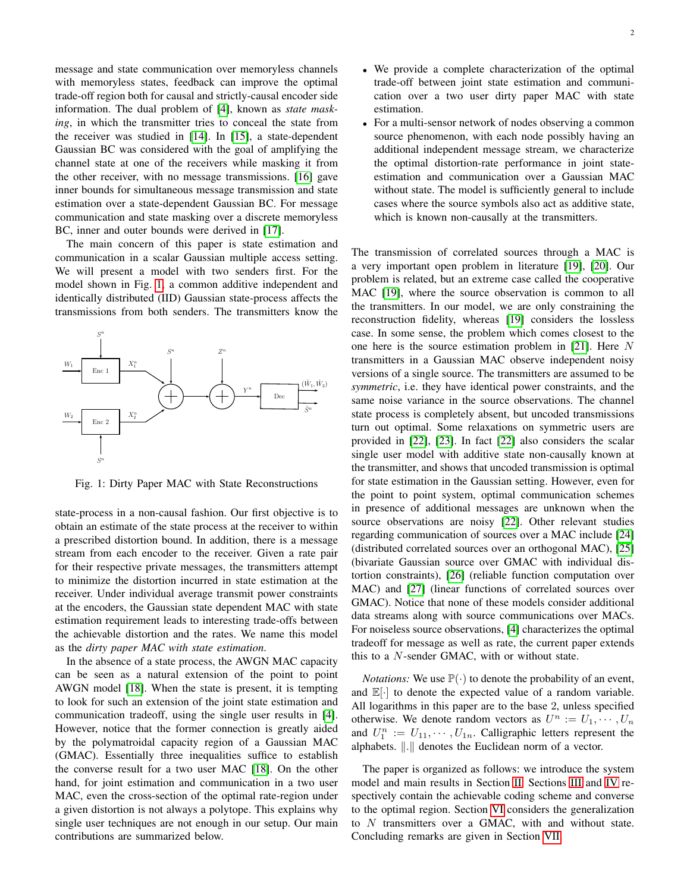message and state communication over memoryless channels with memoryless states, feedback can improve the optimal trade-off region both for causal and strictly-causal encoder side information. The dual problem of [4], known as *state masking*, in which the transmitter tries to conceal the state from the receiver was studied in [14]. In [15], a state-dependent Gaussian BC was considered with the goal of amplifying the channel state at one of the receivers while masking it from the other receiver, with no message transmissions. [16] gave inner bounds for simultaneous message transmission and state estimation over a state-dependent Gaussian BC. For message communication and state masking over a discrete memoryless BC, inner and outer bounds were derived in [17].

The main concern of this paper is state estimation and communication in a scalar Gaussian multiple access setting. We will present a model with two senders first. For the model shown in Fig. 1, a common additive independent and identically distributed (IID) Gaussian state-process affects the transmissions from both senders. The transmitters know the state-process in a non-causal fashion. Our first objective is to obtain an estimate of the state process at the receiver to within a prescribed distortion bound. In addition, there is a message stream from each encoder to the receiver. Given a rate pair for their respective private messages, the transmitters attempt to minimize the distortion incurred in state estimation at the receiver. Under individual average transmit power constraints at the encoders, the Gaussian state dependent MAC with state estimation requirement leads to interesting trade-offs between the achievable distortion and the rates. We name this model as the *dirty paper MAC with state estimation*.

Fig. 1: Dirty Paper MAC with State Reconstructions

In the absence of a state process, the AWGN MAC capacity can be seen as a natural extension of the point to point AWGN model [18]. When the state is present, it is tempting to look for such an extension of the joint state estimation and communication tradeoff, using the single user results in [4]. However, notice that the former connection is greatly aided by the polymatroidal capacity region of a Gaussian MAC (GMAC). Essentially three inequalities suffice to establish the converse result for a two user MAC [18]. On the other hand, for joint estimation and communication in a two user MAC, even the cross-section of the optimal rate-region under a given distortion is not always a polytope. This explains why single user techniques are not enough in our setup. Our main contributions are summarized below.

- We provide a complete characterization of the optimal trade-off between joint state estimation and communication over a two user dirty paper MAC with state estimation.
- For a multi-sensor network of nodes observing a common source phenomenon, with each node possibly having an additional independent message stream, we characterize the optimal distortion-rate performance in joint state-estimation and communication over a Gaussian MAC without state. The model is sufficiently general to include cases where the source symbols also act as additive state, which is known non-causally at the transmitters.

The transmission of correlated sources through a MAC is a very important open problem in literature [19], [20]. Our problem is related, but an extreme case called the cooperative MAC [19], where the source observation is common to all the transmitters. In our model, we are only constraining the reconstruction fidelity, whereas [19] considers the lossless case. In some sense, the problem which comes closest to the one here is the source estimation problem in [21]. Here $N$ transmitters in a Gaussian MAC observe independent noisy versions of a single source. The transmitters are assumed to be *symmetric*, i.e. they have identical power constraints, and the same noise variance in the source observations. The channel state process is completely absent, but uncoded transmissions turn out optimal. Some relaxations on symmetric users are provided in [22], [23]. In fact [22] also considers the scalar single user model with additive state non-causally known at the transmitter, and shows that uncoded transmission is optimal for state estimation in the Gaussian setting. However, even for the point to point system, optimal communication schemes in presence of additional messages are unknown when the source observations are noisy [22]. Other relevant studies regarding communication of sources over a MAC include [24] (distributed correlated sources over an orthogonal MAC), [25] (bivariate Gaussian source over GMAC with individual distortion constraints), [26] (reliable function computation over MAC) and [27] (linear functions of correlated sources over GMAC). Notice that none of these models consider additional data streams along with source communications over MACs. For noiseless source observations, [4] characterizes the optimal tradeoff for message as well as rate, the current paper extends this to a $N$-sender GMAC, with or without state.

*Notations:* We use $\mathbb{P}(\cdot)$ to denote the probability of an event, and $\mathbb{E}[\cdot]$ to denote the expected value of a random variable. All logarithms in this paper are to the base 2, unless specified otherwise. We denote random vectors as $U^n := U_1, \cdots, U_n$ and $U_1^n := U_{11}, \cdots, U_{1n}$. Calligraphic letters represent the alphabets. $\|.\|$ denotes the Euclidean norm of a vector.

The paper is organized as follows: we introduce the system model and main results in Section II. Sections III and IV respectively contain the achievable coding scheme and converse to the optimal region. Section VI considers the generalization to $N$ transmitters over a GMAC, with and without state. Concluding remarks are given in Section VII.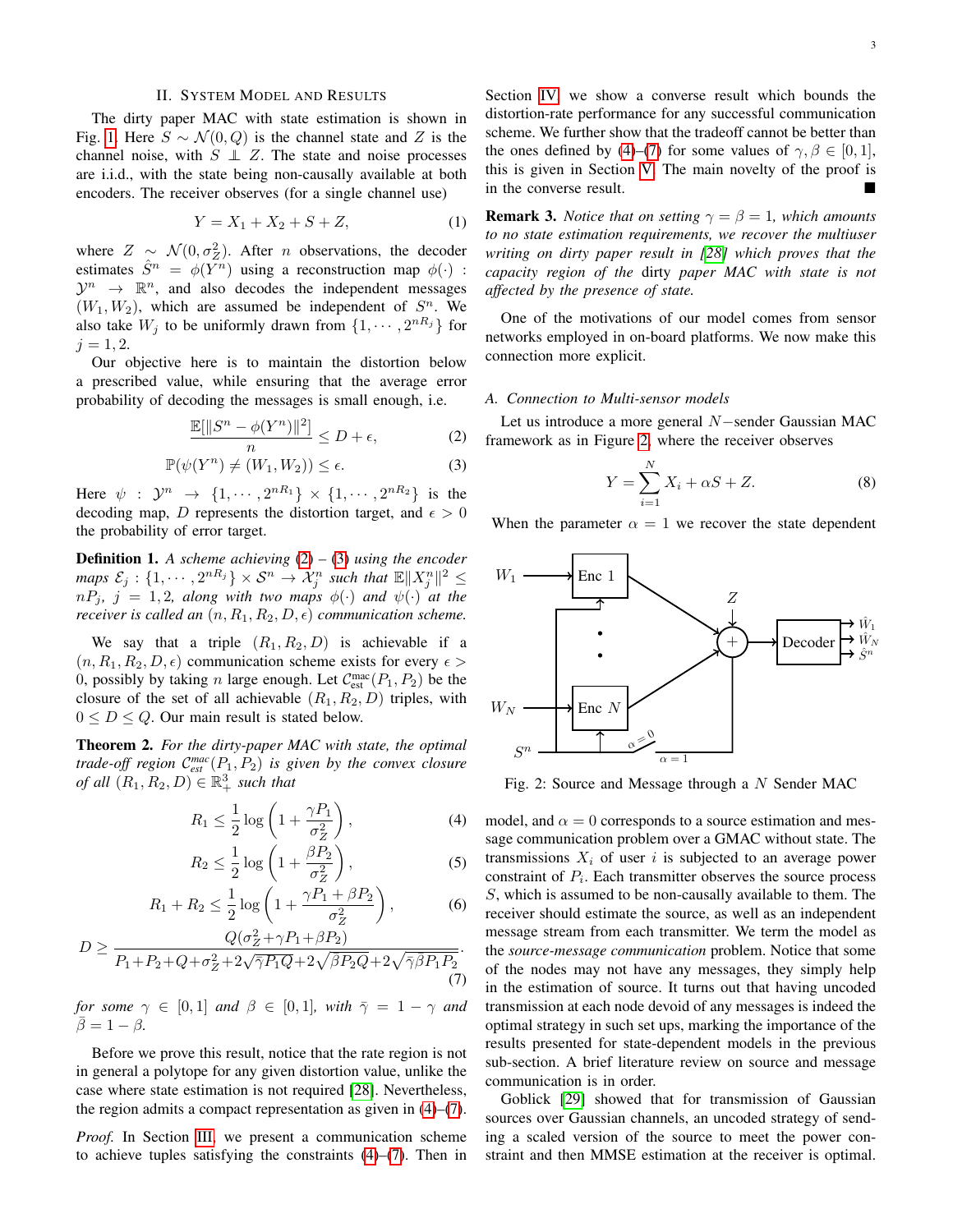## II. System Model and Results

The dirty paper MAC with state estimation is shown in Fig. 1. Here $S \sim \mathcal{N}(0, Q)$ is the channel state and $Z$ is the channel noise, with $S \perp\!\!\!\perp Z$. The state and noise processes are i.i.d., with the state being non-causally available at both encoders. The receiver observes (for a single channel use)

$$Y = X_1 + X_2 + S + Z, \tag{1}$$

where $Z \sim \mathcal{N}(0, \sigma_Z^2)$. After $n$ observations, the decoder estimates $\hat{S}^n = \phi(Y^n)$ using a reconstruction map $\phi(\cdot) : \mathcal{Y}^n \to \mathbb{R}^n$, and also decodes the independent messages $(W_1, W_2)$, which are assumed be independent of $S^n$. We also take $W_j$ to be uniformly drawn from $\{1, \cdots, 2^{nR_j}\}$ for $j = 1, 2$.

Our objective here is to maintain the distortion below a prescribed value, while ensuring that the average error probability of decoding the messages is small enough, i.e.

$$\frac{\mathbb{E}[\|S^n - \phi(Y^n)\|^2]}{n} \le D + \epsilon, \tag{2}$$

$$\mathbb{P}(\psi(Y^n) \ne (W_1, W_2)) \le \epsilon. \tag{3}$$

Here $\psi : \mathcal{Y}^n \to \{1, \cdots, 2^{nR_1}\} \times \{1, \cdots, 2^{nR_2}\}$ is the decoding map, $D$ represents the distortion target, and $\epsilon > 0$ the probability of error target.

**Definition 1.** *A scheme achieving (2) – (3) using the encoder maps $\mathcal{E}_j : \{1, \cdots, 2^{nR_j}\} \times \mathcal{S}^n \to \mathcal{X}_j^n$ such that $\mathbb{E}\|X_j^n\|^2 \le nP_j$, $j = 1, 2$, along with two maps $\phi(\cdot)$ and $\psi(\cdot)$ at the receiver is called an $(n, R_1, R_2, D, \epsilon)$ communication scheme.*

We say that a triple $(R_1, R_2, D)$ is achievable if a $(n, R_1, R_2, D, \epsilon)$ communication scheme exists for every $\epsilon > 0$, possibly by taking $n$ large enough. Let $\mathcal{C}_{\text{est}}^{\text{mac}}(P_1, P_2)$ be the closure of the set of all achievable $(R_1, R_2, D)$ triples, with $0 \le D \le Q$. Our main result is stated below.

**Theorem 2.** *For the dirty-paper MAC with state, the optimal trade-off region $\mathcal{C}_{est}^{mac}(P_1, P_2)$ is given by the convex closure of all $(R_1, R_2, D) \in \mathbb{R}_+^3$ such that*

$$R_1 \le \frac{1}{2} \log \left(1 + \frac{\gamma P_1}{\sigma_Z^2}\right), \tag{4}$$

$$R_2 \le \frac{1}{2} \log \left(1 + \frac{\beta P_2}{\sigma_Z^2}\right), \tag{5}$$

$$R_1 + R_2 \le \frac{1}{2} \log \left(1 + \frac{\gamma P_1 + \beta P_2}{\sigma_Z^2}\right), \tag{6}$$

$$D \ge \frac{Q(\sigma_Z^2 + \gamma P_1 + \beta P_2)}{P_1 + P_2 + Q + \sigma_Z^2 + 2\sqrt{\bar{\gamma} P_1 Q} + 2\sqrt{\bar{\beta} P_2 Q} + 2\sqrt{\bar{\gamma}\bar{\beta} P_1 P_2}}. \tag{7}$$

*for some $\gamma \in [0, 1]$ and $\beta \in [0, 1]$, with $\bar{\gamma} = 1 - \gamma$ and $\bar{\beta} = 1 - \beta$.*

Before we prove this result, notice that the rate region is not in general a polytope for any given distortion value, unlike the case where state estimation is not required [28]. Nevertheless, the region admits a compact representation as given in (4)–(7).

*Proof.* In Section III, we present a communication scheme to achieve tuples satisfying the constraints (4)–(7). Then in Section IV, we show a converse result which bounds the distortion-rate performance for any successful communication scheme. We further show that the tradeoff cannot be better than the ones defined by (4)–(7) for some values of $\gamma, \beta \in [0, 1]$, this is given in Section V. The main novelty of the proof is in the converse result. ■

**Remark 3.** *Notice that on setting $\gamma = \beta = 1$, which amounts to no state estimation requirements, we recover the multiuser writing on dirty paper result in [28] which proves that the capacity region of the dirty paper MAC with state is not affected by the presence of state.*

One of the motivations of our model comes from sensor networks employed in on-board platforms. We now make this connection more explicit.

### A. Connection to Multi-sensor models

Let us introduce a more general $N-$sender Gaussian MAC framework as in Figure 2, where the receiver observes

$$Y = \sum_{i=1}^{N} X_i + \alpha S + Z. \tag{8}$$

When the parameter $\alpha = 1$ we recover the state dependent model, and $\alpha = 0$ corresponds to a source estimation and message communication problem over a GMAC without state. The transmissions $X_i$ of user $i$ is subjected to an average power constraint of $P_i$. Each transmitter observes the source process $S$, which is assumed to be non-causally available to them. The receiver should estimate the source, as well as an independent message stream from each transmitter. We term the model as the *source-message communication* problem. Notice that some of the nodes may not have any messages, they simply help in the estimation of source. It turns out that having uncoded transmission at each node devoid of any messages is indeed the optimal strategy in such set ups, marking the importance of the results presented for state-dependent models in the previous sub-section. A brief literature review on source and message communication is in order.

Fig. 2: Source and Message through a $N$ Sender MAC

Goblick [29] showed that for transmission of Gaussian sources over Gaussian channels, an uncoded strategy of sending a scaled version of the source to meet the power constraint and then MMSE estimation at the receiver is optimal.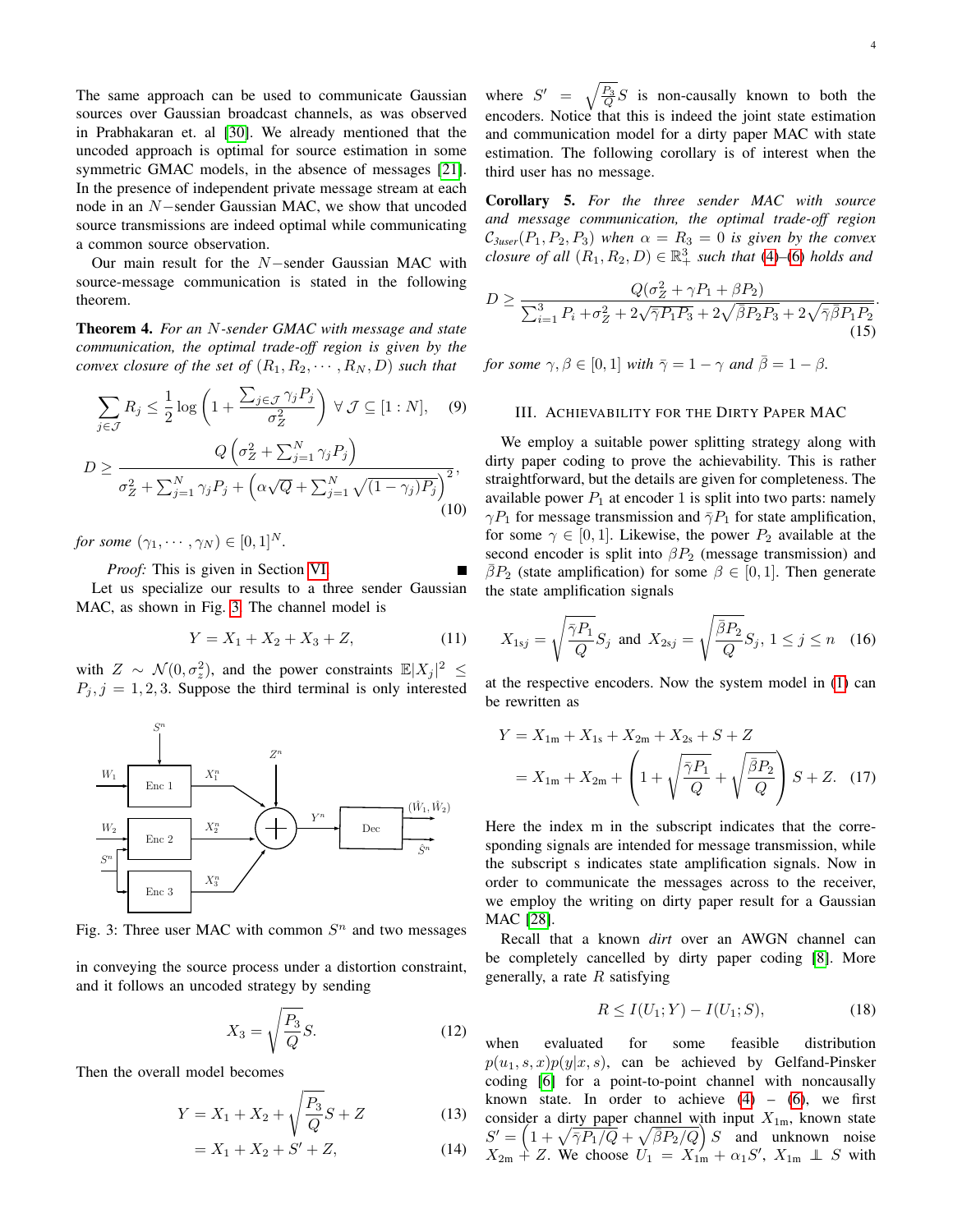The same approach can be used to communicate Gaussian sources over Gaussian broadcast channels, as was observed in Prabhakaran et. al [30]. We already mentioned that the uncoded approach is optimal for source estimation in some symmetric GMAC models, in the absence of messages [21]. In the presence of independent private message stream at each node in an $N-$sender Gaussian MAC, we show that uncoded source transmissions are indeed optimal while communicating a common source observation.

Our main result for the $N-$sender Gaussian MAC with source-message communication is stated in the following theorem.

**Theorem 4.** *For an $N$-sender GMAC with message and state communication, the optimal trade-off region is given by the convex closure of the set of $(R_1, R_2, \cdots, R_N, D)$ such that*

$$\sum_{j\in\mathcal{J}} R_j \leq \frac{1}{2}\log\left(1 + \frac{\sum_{j\in\mathcal{J}}\gamma_j P_j}{\sigma_Z^2}\right) \;\forall\, \mathcal{J} \subseteq [1:N], \quad (9)$$

$$D \geq \frac{Q\left(\sigma_Z^2 + \sum_{j=1}^N \gamma_j P_j\right)}{\sigma_Z^2 + \sum_{j=1}^N \gamma_j P_j + \left(\alpha\sqrt{Q} + \sum_{j=1}^N \sqrt{(1-\gamma_j)P_j}\right)^2}, \quad (10)$$

*for some $(\gamma_1, \cdots, \gamma_N) \in [0,1]^N$.*

*Proof:* This is given in Section VI. ∎

Let us specialize our results to a three sender Gaussian MAC, as shown in Fig. 3. The channel model is

$$Y = X_1 + X_2 + X_3 + Z, \quad (11)$$

with $Z \sim \mathcal{N}(0, \sigma_z^2)$, and the power constraints $\mathbb{E}|X_j|^2 \leq P_j, j = 1, 2, 3$. Suppose the third terminal is only interested in conveying the source process under a distortion constraint, and it follows an uncoded strategy by sending

Fig. 3: Three user MAC with common $S^n$ and two messages

$$X_3 = \sqrt{\frac{P_3}{Q}} S. \quad (12)$$

Then the overall model becomes

$$Y = X_1 + X_2 + \sqrt{\frac{P_3}{Q}} S + Z \quad (13)$$

$$= X_1 + X_2 + S' + Z, \quad (14)$$

where $S' = \sqrt{\frac{P_3}{Q}} S$ is non-causally known to both the encoders. Notice that this is indeed the joint state estimation and communication model for a dirty paper MAC with state estimation. The following corollary is of interest when the third user has no message.

**Corollary 5.** *For the three sender MAC with source and message communication, the optimal trade-off region $\mathcal{C}_{3user}(P_1, P_2, P_3)$ when $\alpha = R_3 = 0$ is given by the convex closure of all $(R_1, R_2, D) \in \mathbb{R}_+^3$ such that (4)–(6) holds and*

$$D \geq \frac{Q(\sigma_Z^2 + \gamma P_1 + \beta P_2)}{\sum_{i=1}^3 P_i + \sigma_Z^2 + 2\sqrt{\bar{\gamma} P_1 P_3} + 2\sqrt{\bar{\beta} P_2 P_3} + 2\sqrt{\bar{\gamma}\bar{\beta} P_1 P_2}}. \quad (15)$$

*for some $\gamma, \beta \in [0,1]$ with $\bar{\gamma} = 1 - \gamma$ and $\bar{\beta} = 1 - \beta$.*

## III. Achievability for the Dirty Paper MAC

We employ a suitable power splitting strategy along with dirty paper coding to prove the achievability. This is rather straightforward, but the details are given for completeness. The available power $P_1$ at encoder 1 is split into two parts: namely $\gamma P_1$ for message transmission and $\bar{\gamma} P_1$ for state amplification, for some $\gamma \in [0,1]$. Likewise, the power $P_2$ available at the second encoder is split into $\beta P_2$ (message transmission) and $\bar{\beta} P_2$ (state amplification) for some $\beta \in [0,1]$. Then generate the state amplification signals

$$X_{1sj} = \sqrt{\frac{\bar{\gamma} P_1}{Q}} S_j \text{ and } X_{2sj} = \sqrt{\frac{\bar{\beta} P_2}{Q}} S_j,\; 1 \leq j \leq n \quad (16)$$

at the respective encoders. Now the system model in (1) can be rewritten as

$$Y = X_{1\text{m}} + X_{1\text{s}} + X_{2\text{m}} + X_{2\text{s}} + S + Z$$

$$= X_{1\text{m}} + X_{2\text{m}} + \left(1 + \sqrt{\frac{\bar{\gamma} P_1}{Q}} + \sqrt{\frac{\bar{\beta} P_2}{Q}}\right) S + Z. \quad (17)$$

Here the index m in the subscript indicates that the corresponding signals are intended for message transmission, while the subscript s indicates state amplification signals. Now in order to communicate the messages across to the receiver, we employ the writing on dirty paper result for a Gaussian MAC [28].

Recall that a known *dirt* over an AWGN channel can be completely cancelled by dirty paper coding [8]. More generally, a rate $R$ satisfying

$$R \leq I(U_1; Y) - I(U_1; S), \quad (18)$$

when evaluated for some feasible distribution $p(u_1, s, x)p(y|x, s)$, can be achieved by Gelfand-Pinsker coding [6] for a point-to-point channel with noncausally known state. In order to achieve (4) – (6), we first consider a dirty paper channel with input $X_{1\text{m}}$, known state $S' = \left(1 + \sqrt{\bar{\gamma} P_1/Q} + \sqrt{\bar{\beta} P_2/Q}\right) S$ and unknown noise $X_{2\text{m}} + Z$. We choose $U_1 = X_{1\text{m}} + \alpha_1 S'$, $X_{1\text{m}} \perp\!\!\!\perp S$ with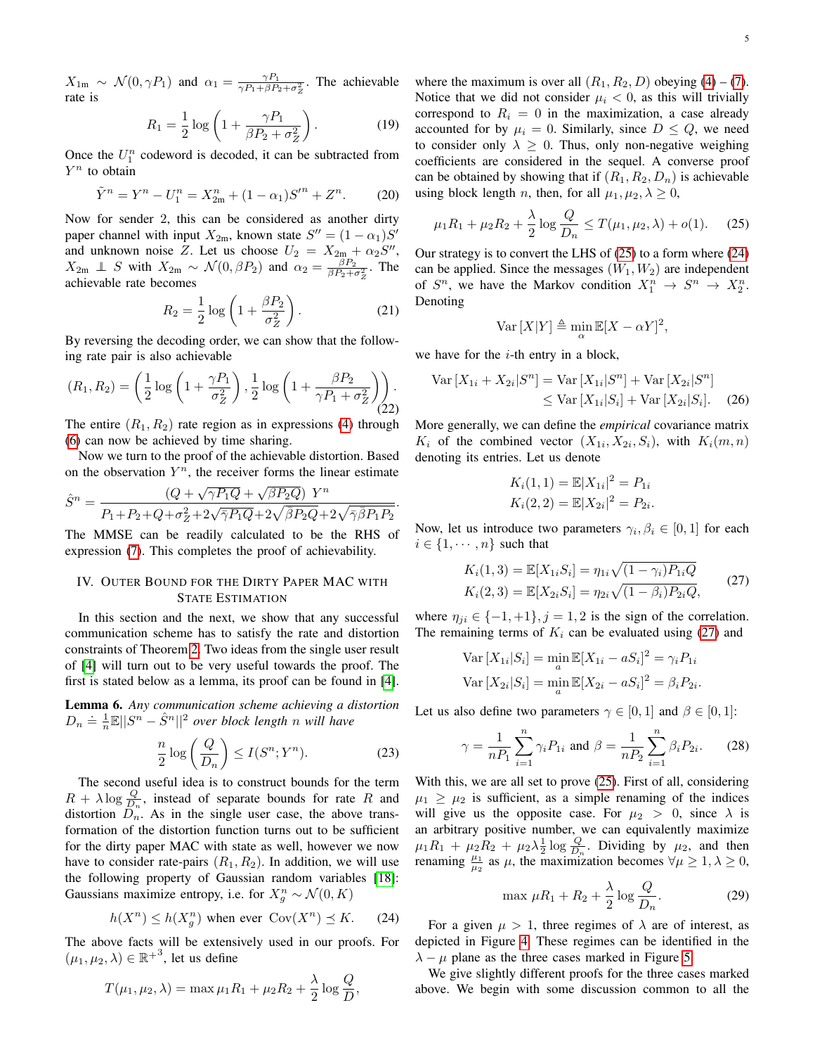$X_{1m} \sim \mathcal{N}(0, \gamma P_1)$ and $\alpha_1 = \frac{\gamma P_1}{\gamma P_1 + \beta P_2 + \sigma_Z^2}$. The achievable rate is

$$R_1 = \frac{1}{2}\log\left(1 + \frac{\gamma P_1}{\beta P_2 + \sigma_Z^2}\right). \tag{19}$$

Once the $U_1^n$ codeword is decoded, it can be subtracted from $Y^n$ to obtain

$$\tilde{Y}^n = Y^n - U_1^n = X_{2m}^n + (1-\alpha_1)S'^n + Z^n. \tag{20}$$

Now for sender 2, this can be considered as another dirty paper channel with input $X_{2m}$, known state $S'' = (1-\alpha_1)S'$ and unknown noise $Z$. Let us choose $U_2 = X_{2m} + \alpha_2 S''$, $X_{2m} \perp\!\!\!\perp S$ with $X_{2m} \sim \mathcal{N}(0, \beta P_2)$ and $\alpha_2 = \frac{\beta P_2}{\beta P_2 + \sigma_Z^2}$. The achievable rate becomes

$$R_2 = \frac{1}{2}\log\left(1 + \frac{\beta P_2}{\sigma_Z^2}\right). \tag{21}$$

By reversing the decoding order, we can show that the following rate pair is also achievable

$$(R_1, R_2) = \left(\frac{1}{2}\log\left(1 + \frac{\gamma P_1}{\sigma_Z^2}\right), \frac{1}{2}\log\left(1 + \frac{\beta P_2}{\gamma P_1 + \sigma_Z^2}\right)\right). \tag{22}$$

The entire $(R_1, R_2)$ rate region as in expressions (4) through (6) can now be achieved by time sharing.

Now we turn to the proof of the achievable distortion. Based on the observation $Y^n$, the receiver forms the linear estimate

$$\hat{S}^n = \frac{(Q + \sqrt{\gamma P_1 Q} + \sqrt{\beta P_2 Q})\ Y^n}{P_1 + P_2 + Q + \sigma_Z^2 + 2\sqrt{\bar{\gamma} P_1 Q} + 2\sqrt{\bar{\beta} P_2 Q} + 2\sqrt{\bar{\gamma}\bar{\beta} P_1 P_2}}.$$

The MMSE can be readily calculated to be the RHS of expression (7). This completes the proof of achievability.

## IV. Outer Bound for the Dirty Paper MAC with State Estimation

In this section and the next, we show that any successful communication scheme has to satisfy the rate and distortion constraints of Theorem 2. Two ideas from the single user result of [4] will turn out to be very useful towards the proof. The first is stated below as a lemma, its proof can be found in [4].

**Lemma 6.** *Any communication scheme achieving a distortion $D_n \doteq \frac{1}{n}\mathbb{E}||S^n - \hat{S}^n||^2$ over block length $n$ will have*

$$\frac{n}{2}\log\left(\frac{Q}{D_n}\right) \leq I(S^n; Y^n). \tag{23}$$

The second useful idea is to construct bounds for the term $R + \lambda \log\frac{Q}{D_n}$, instead of separate bounds for rate $R$ and distortion $D_n$. As in the single user case, the above transformation of the distortion function turns out to be sufficient for the dirty paper MAC with state as well, however we now have to consider rate-pairs $(R_1, R_2)$. In addition, we will use the following property of Gaussian random variables [18]: Gaussians maximize entropy, i.e. for $X_g^n \sim \mathcal{N}(0, K)$

$$h(X^n) \leq h(X_g^n) \text{ when ever } \mathrm{Cov}(X^n) \preceq K. \tag{24}$$

The above facts will be extensively used in our proofs. For $(\mu_1, \mu_2, \lambda) \in \mathbb{R}^{+3}$, let us define

$$T(\mu_1, \mu_2, \lambda) = \max \mu_1 R_1 + \mu_2 R_2 + \frac{\lambda}{2}\log\frac{Q}{D},$$

where the maximum is over all $(R_1, R_2, D)$ obeying (4) – (7). Notice that we did not consider $\mu_i < 0$, as this will trivially correspond to $R_i = 0$ in the maximization, a case already accounted for by $\mu_i = 0$. Similarly, since $D \leq Q$, we need to consider only $\lambda \geq 0$. Thus, only non-negative weighing coefficients are considered in the sequel. A converse proof can be obtained by showing that if $(R_1, R_2, D_n)$ is achievable using block length $n$, then, for all $\mu_1, \mu_2, \lambda \geq 0$,

$$\mu_1 R_1 + \mu_2 R_2 + \frac{\lambda}{2}\log\frac{Q}{D_n} \leq T(\mu_1, \mu_2, \lambda) + o(1). \tag{25}$$

Our strategy is to convert the LHS of (25) to a form where (24) can be applied. Since the messages $(W_1, W_2)$ are independent of $S^n$, we have the Markov condition $X_1^n \to S^n \to X_2^n$. Denoting

$$\mathrm{Var}\,[X|Y] \triangleq \min_{\alpha} \mathbb{E}[X - \alpha Y]^2,$$

we have for the $i$-th entry in a block,

$$\begin{aligned}\mathrm{Var}\,[X_{1i} + X_{2i}|S^n] &= \mathrm{Var}\,[X_{1i}|S^n] + \mathrm{Var}\,[X_{2i}|S^n] \\ &\leq \mathrm{Var}\,[X_{1i}|S_i] + \mathrm{Var}\,[X_{2i}|S_i].\end{aligned} \tag{26}$$

More generally, we can define the *empirical* covariance matrix $K_i$ of the combined vector $(X_{1i}, X_{2i}, S_i)$, with $K_i(m,n)$ denoting its entries. Let us denote

$$K_i(1,1) = \mathbb{E}|X_{1i}|^2 = P_{1i}$$
$$K_i(2,2) = \mathbb{E}|X_{2i}|^2 = P_{2i}.$$

Now, let us introduce two parameters $\gamma_i, \beta_i \in [0,1]$ for each $i \in \{1, \cdots, n\}$ such that

$$\begin{aligned}K_i(1,3) &= \mathbb{E}[X_{1i}S_i] = \eta_{1i}\sqrt{(1-\gamma_i)P_{1i}Q} \\ K_i(2,3) &= \mathbb{E}[X_{2i}S_i] = \eta_{2i}\sqrt{(1-\beta_i)P_{2i}Q},\end{aligned} \tag{27}$$

where $\eta_{ji} \in \{-1, +1\}, j = 1, 2$ is the sign of the correlation. The remaining terms of $K_i$ can be evaluated using (27) and

$$\mathrm{Var}\,[X_{1i}|S_i] = \min_a \mathbb{E}[X_{1i} - aS_i]^2 = \gamma_i P_{1i}$$
$$\mathrm{Var}\,[X_{2i}|S_i] = \min_a \mathbb{E}[X_{2i} - aS_i]^2 = \beta_i P_{2i}.$$

Let us also define two parameters $\gamma \in [0,1]$ and $\beta \in [0,1]$:

$$\gamma = \frac{1}{nP_1}\sum_{i=1}^n \gamma_i P_{1i} \text{ and } \beta = \frac{1}{nP_2}\sum_{i=1}^n \beta_i P_{2i}. \tag{28}$$

With this, we are all set to prove (25). First of all, considering $\mu_1 \geq \mu_2$ is sufficient, as a simple renaming of the indices will give us the opposite case. For $\mu_2 > 0$, since $\lambda$ is an arbitrary positive number, we can equivalently maximize $\mu_1 R_1 + \mu_2 R_2 + \mu_2 \lambda \frac{1}{2}\log\frac{Q}{D_n}$. Dividing by $\mu_2$, and then renaming $\frac{\mu_1}{\mu_2}$ as $\mu$, the maximization becomes $\forall \mu \geq 1, \lambda \geq 0$,

$$\max\ \mu R_1 + R_2 + \frac{\lambda}{2}\log\frac{Q}{D_n}. \tag{29}$$

For a given $\mu > 1$, three regimes of $\lambda$ are of interest, as depicted in Figure 4. These regimes can be identified in the $\lambda - \mu$ plane as the three cases marked in Figure 5.

We give slightly different proofs for the three cases marked above. We begin with some discussion common to all the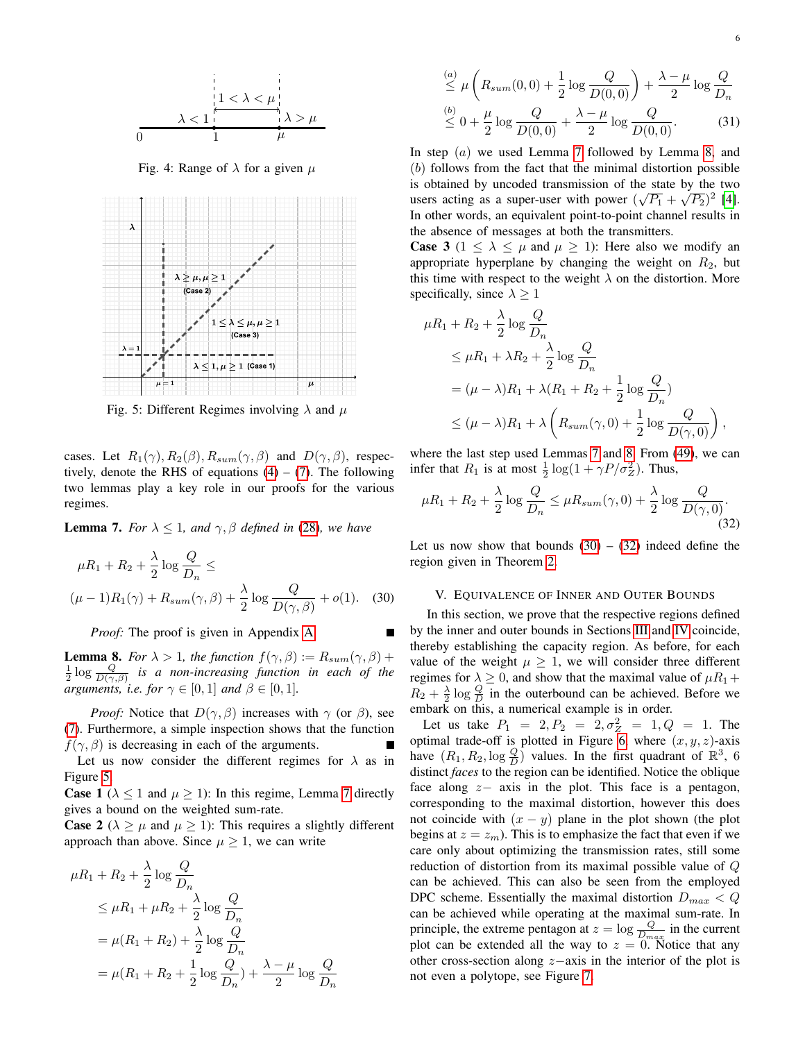Fig. 4: Range of $\lambda$ for a given $\mu$

Fig. 5: Different Regimes involving $\lambda$ and $\mu$

cases. Let $R_1(\gamma), R_2(\beta), R_{sum}(\gamma,\beta)$ and $D(\gamma,\beta)$, respectively, denote the RHS of equations (4) – (7). The following two lemmas play a key role in our proofs for the various regimes.

**Lemma 7.** *For $\lambda \le 1$, and $\gamma,\beta$ defined in (28), we have*

$$
\begin{aligned}
&\mu R_1 + R_2 + \frac{\lambda}{2}\log\frac{Q}{D_n} \le \\
&(\mu-1)R_1(\gamma) + R_{sum}(\gamma,\beta) + \frac{\lambda}{2}\log\frac{Q}{D(\gamma,\beta)} + o(1). \quad (30)
\end{aligned}
$$

*Proof:* The proof is given in Appendix A ∎

**Lemma 8.** *For $\lambda > 1$, the function $f(\gamma,\beta) := R_{sum}(\gamma,\beta) + \frac{1}{2}\log\frac{Q}{D(\gamma,\beta)}$ is a non-increasing function in each of the arguments, i.e. for $\gamma \in [0,1]$ and $\beta \in [0,1]$.*

*Proof:* Notice that $D(\gamma,\beta)$ increases with $\gamma$ (or $\beta$), see (7). Furthermore, a simple inspection shows that the function $f(\gamma,\beta)$ is decreasing in each of the arguments. ∎

Let us now consider the different regimes for $\lambda$ as in Figure 5.

**Case 1** ($\lambda \le 1$ and $\mu \ge 1$): In this regime, Lemma 7 directly gives a bound on the weighted sum-rate.

**Case 2** ($\lambda \ge \mu$ and $\mu \ge 1$): This requires a slightly different approach than above. Since $\mu \ge 1$, we can write

$$
\begin{aligned}
\mu R_1 + R_2 + \frac{\lambda}{2}\log\frac{Q}{D_n}
&\le \mu R_1 + \mu R_2 + \frac{\lambda}{2}\log\frac{Q}{D_n} \\
&= \mu(R_1+R_2) + \frac{\lambda}{2}\log\frac{Q}{D_n} \\
&= \mu\left(R_1 + R_2 + \frac{1}{2}\log\frac{Q}{D_n}\right) + \frac{\lambda-\mu}{2}\log\frac{Q}{D_n} \\
&\overset{(a)}{\le} \mu\left(R_{sum}(0,0) + \frac{1}{2}\log\frac{Q}{D(0,0)}\right) + \frac{\lambda-\mu}{2}\log\frac{Q}{D_n} \\
&\overset{(b)}{\le} 0 + \frac{\mu}{2}\log\frac{Q}{D(0,0)} + \frac{\lambda-\mu}{2}\log\frac{Q}{D(0,0)}. \quad (31)
\end{aligned}
$$

In step $(a)$ we used Lemma 7 followed by Lemma 8, and $(b)$ follows from the fact that the minimal distortion possible is obtained by uncoded transmission of the state by the two users acting as a super-user with power $(\sqrt{P_1}+\sqrt{P_2})^2$ [4]. In other words, an equivalent point-to-point channel results in the absence of messages at both the transmitters.

**Case 3** ($1 \le \lambda \le \mu$ and $\mu \ge 1$): Here also we modify an appropriate hyperplane by changing the weight on $R_2$, but this time with respect to the weight $\lambda$ on the distortion. More specifically, since $\lambda \ge 1$

$$
\begin{aligned}
\mu R_1 + R_2 + \frac{\lambda}{2}\log\frac{Q}{D_n}
&\le \mu R_1 + \lambda R_2 + \frac{\lambda}{2}\log\frac{Q}{D_n} \\
&= (\mu-\lambda)R_1 + \lambda(R_1 + R_2 + \frac{1}{2}\log\frac{Q}{D_n}) \\
&\le (\mu-\lambda)R_1 + \lambda\left(R_{sum}(\gamma,0) + \frac{1}{2}\log\frac{Q}{D(\gamma,0)}\right),
\end{aligned}
$$

where the last step used Lemmas 7 and 8. From (49), we can infer that $R_1$ is at most $\frac{1}{2}\log(1+\gamma P/\sigma_Z^2)$. Thus,

$$
\mu R_1 + R_2 + \frac{\lambda}{2}\log\frac{Q}{D_n} \le \mu R_{sum}(\gamma,0) + \frac{\lambda}{2}\log\frac{Q}{D(\gamma,0)}. \quad (32)
$$

Let us now show that bounds (30) – (32) indeed define the region given in Theorem 2.

## V. Equivalence of Inner and Outer Bounds

In this section, we prove that the respective regions defined by the inner and outer bounds in Sections III and IV coincide, thereby establishing the capacity region. As before, for each value of the weight $\mu \ge 1$, we will consider three different regimes for $\lambda \ge 0$, and show that the maximal value of $\mu R_1 + R_2 + \frac{\lambda}{2}\log\frac{Q}{D}$ in the outerbound can be achieved. Before we embark on this, a numerical example is in order.

Let us take $P_1 = 2, P_2 = 2, \sigma_Z^2 = 1, Q = 1$. The optimal trade-off is plotted in Figure 6, where $(x,y,z)$-axis have $(R_1, R_2, \log\frac{Q}{D})$ values. In the first quadrant of $\mathbb{R}^3$, 6 distinct *faces* to the region can be identified. Notice the oblique face along $z-$ axis in the plot. This face is a pentagon, corresponding to the maximal distortion, however this does not coincide with the $(x-y)$ plane in the plot shown (the plot begins at $z = z_m$). This is to emphasize the fact that even if we care only about optimizing the transmission rates, still some reduction of distortion from its maximal possible value of $Q$ can be achieved. This can also be seen from the employed DPC scheme. Essentially the maximal distortion $D_{max} < Q$ can be achieved while operating at the maximal sum-rate. In principle, the extreme pentagon at $z = \log\frac{Q}{D_{max}}$ in the current plot can be extended all the way to $z = 0$. Notice that any other cross-section along $z-$axis in the interior of the plot is not even a polytope, see Figure 7.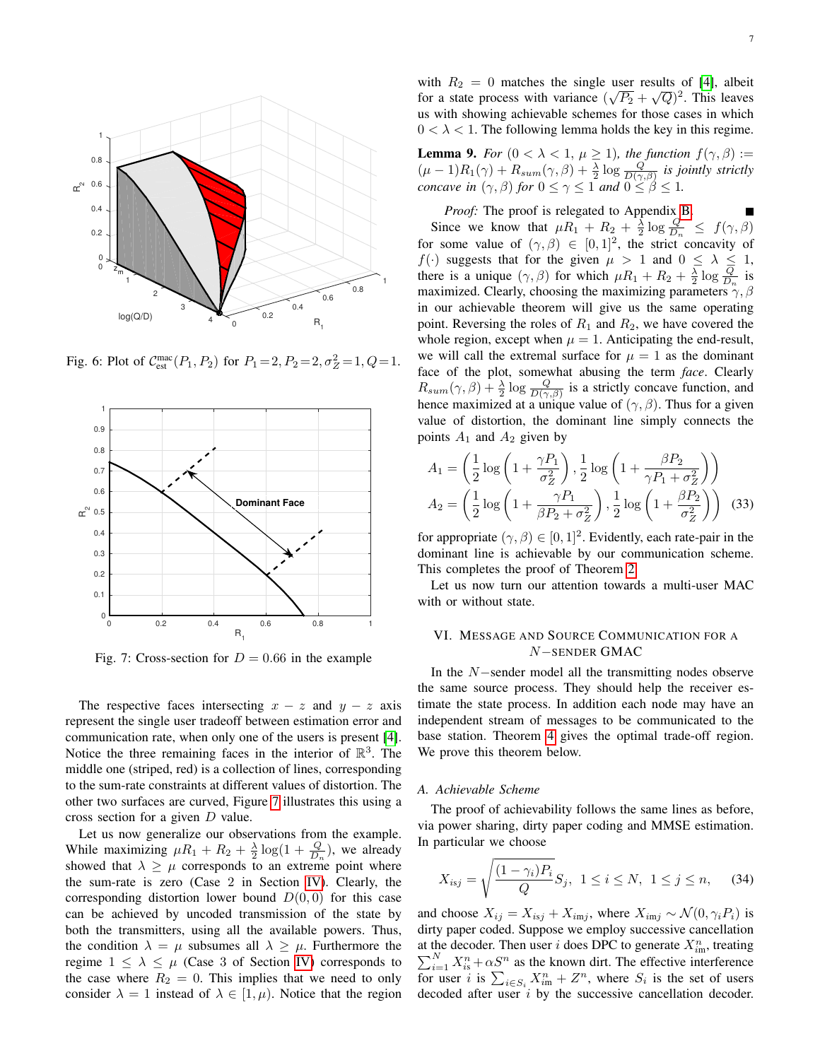Fig. 6: Plot of $\mathcal{C}^{\text{mac}}_{\text{est}}(P_1, P_2)$ for $P_1 = 2, P_2 = 2, \sigma_Z^2 = 1, Q = 1$.

Fig. 7: Cross-section for $D = 0.66$ in the example

The respective faces intersecting $x - z$ and $y - z$ axis represent the single user tradeoff between estimation error and communication rate, when only one of the users is present [4]. Notice the three remaining faces in the interior of $\mathbb{R}^3$. The middle one (striped, red) is a collection of lines, corresponding to the sum-rate constraints at different values of distortion. The other two surfaces are curved, Figure 7 illustrates this using a cross section for a given $D$ value.

Let us now generalize our observations from the example. While maximizing $\mu R_1 + R_2 + \frac{\lambda}{2}\log(1 + \frac{Q}{D_n})$, we already showed that $\lambda \geq \mu$ corresponds to an extreme point where the sum-rate is zero (Case 2 in Section IV). Clearly, the corresponding distortion lower bound $D(0,0)$ for this case can be achieved by uncoded transmission of the state by both the transmitters, using all the available powers. Thus, the condition $\lambda = \mu$ subsumes all $\lambda \geq \mu$. Furthermore the regime $1 \leq \lambda \leq \mu$ (Case 3 of Section IV) corresponds to the case where $R_2 = 0$. This implies that we need to only consider $\lambda = 1$ instead of $\lambda \in [1, \mu)$. Notice that the region with $R_2 = 0$ matches the single user results of [4], albeit for a state process with variance $(\sqrt{P_2} + \sqrt{Q})^2$. This leaves us with showing achievable schemes for those cases in which $0 < \lambda < 1$. The following lemma holds the key in this regime.

**Lemma 9.** *For $(0 < \lambda < 1,\ \mu \geq 1)$, the function $f(\gamma, \beta) := (\mu - 1)R_1(\gamma) + R_{sum}(\gamma, \beta) + \frac{\lambda}{2}\log\frac{Q}{D(\gamma,\beta)}$ is jointly strictly concave in $(\gamma, \beta)$ for $0 \leq \gamma \leq 1$ and $0 \leq \beta \leq 1$.*

*Proof:* The proof is relegated to Appendix B. ∎

Since we know that $\mu R_1 + R_2 + \frac{\lambda}{2}\log\frac{Q}{D_n} \leq f(\gamma, \beta)$ for some value of $(\gamma, \beta) \in [0, 1]^2$, the strict concavity of $f(\cdot)$ suggests that for the given $\mu > 1$ and $0 \leq \lambda \leq 1$, there is a unique $(\gamma, \beta)$ for which $\mu R_1 + R_2 + \frac{\lambda}{2}\log\frac{Q}{D_n}$ is maximized. Clearly, choosing the maximizing parameters $\gamma, \beta$ in our achievable theorem will give us the same operating point. Reversing the roles of $R_1$ and $R_2$, we have covered the whole region, except when $\mu = 1$. Anticipating the end-result, we will call the extremal surface for $\mu = 1$ as the dominant face of the plot, somewhat abusing the term *face*. Clearly $R_{sum}(\gamma, \beta) + \frac{\lambda}{2}\log\frac{Q}{D(\gamma,\beta)}$ is a strictly concave function, and hence maximized at a unique value of $(\gamma, \beta)$. Thus for a given value of distortion, the dominant line simply connects the points $A_1$ and $A_2$ given by

$$A_1 = \left(\frac{1}{2}\log\left(1 + \frac{\gamma P_1}{\sigma_Z^2}\right), \frac{1}{2}\log\left(1 + \frac{\beta P_2}{\gamma P_1 + \sigma_Z^2}\right)\right)$$
$$A_2 = \left(\frac{1}{2}\log\left(1 + \frac{\gamma P_1}{\beta P_2 + \sigma_Z^2}\right), \frac{1}{2}\log\left(1 + \frac{\beta P_2}{\sigma_Z^2}\right)\right) \quad (33)$$

for appropriate $(\gamma, \beta) \in [0, 1]^2$. Evidently, each rate-pair in the dominant line is achievable by our communication scheme. This completes the proof of Theorem 2.

Let us now turn our attention towards a multi-user MAC with or without state.

## VI. Message and Source Communication for a $N-$sender GMAC

In the $N-$sender model all the transmitting nodes observe the same source process. They should help the receiver estimate the state process. In addition each node may have an independent stream of messages to be communicated to the base station. Theorem 4 gives the optimal trade-off region. We prove this theorem below.

### A. Achievable Scheme

The proof of achievability follows the same lines as before, via power sharing, dirty paper coding and MMSE estimation. In particular we choose

$$X_{isj} = \sqrt{\frac{(1 - \gamma_i)P_i}{Q}} S_j, \quad 1 \leq i \leq N, \quad 1 \leq j \leq n, \quad (34)$$

and choose $X_{ij} = X_{isj} + X_{imj}$, where $X_{imj} \sim \mathcal{N}(0, \gamma_i P_i)$ is dirty paper coded. Suppose we employ successive cancellation at the decoder. Then user $i$ does DPC to generate $X^n_{im}$, treating $\sum_{i=1}^N X^n_{is} + \alpha S^n$ as the known dirt. The effective interference for user $i$ is $\sum_{i \in S_i} X^n_{im} + Z^n$, where $S_i$ is the set of users decoded after user $i$ by the successive cancellation decoder.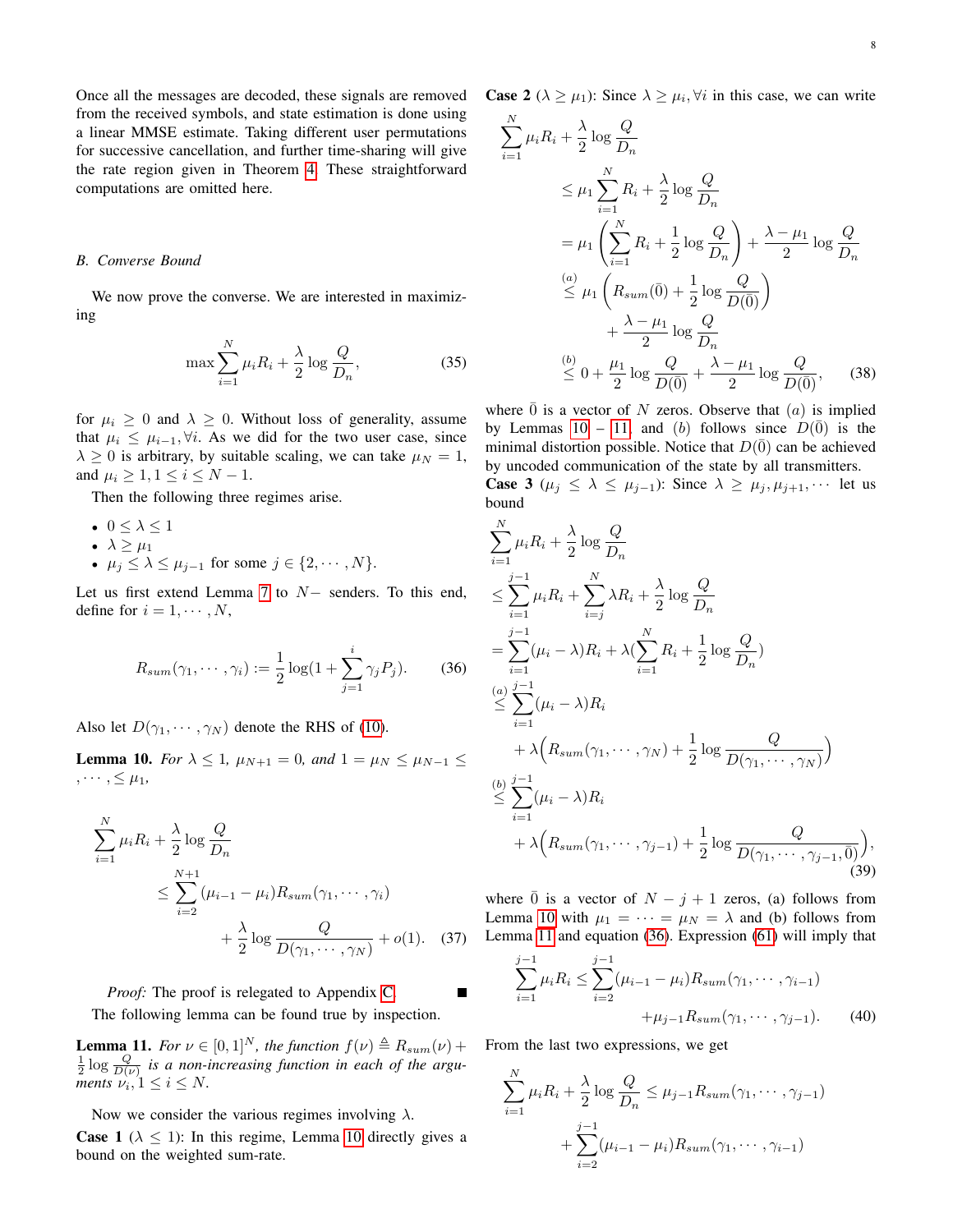Once all the messages are decoded, these signals are removed from the received symbols, and state estimation is done using a linear MMSE estimate. Taking different user permutations for successive cancellation, and further time-sharing will give the rate region given in Theorem 4. These straightforward computations are omitted here.

### B. Converse Bound

We now prove the converse. We are interested in maximizing

$$\max \sum_{i=1}^{N} \mu_i R_i + \frac{\lambda}{2} \log \frac{Q}{D_n}, \tag{35}$$

for $\mu_i \geq 0$ and $\lambda \geq 0$. Without loss of generality, assume that $\mu_i \leq \mu_{i-1}, \forall i$. As we did for the two user case, since $\lambda \geq 0$ is arbitrary, by suitable scaling, we can take $\mu_N = 1$, and $\mu_i \geq 1, 1 \leq i \leq N-1$.

Then the following three regimes arise.

- $0 \leq \lambda \leq 1$
- $\lambda \geq \mu_1$
- $\mu_j \leq \lambda \leq \mu_{j-1}$ for some $j \in \{2, \cdots, N\}$.

Let us first extend Lemma 7 to $N-$ senders. To this end, define for $i = 1, \cdots, N$,

$$R_{sum}(\gamma_1, \cdots, \gamma_i) := \frac{1}{2} \log(1 + \sum_{j=1}^{i} \gamma_j P_j). \tag{36}$$

Also let $D(\gamma_1, \cdots, \gamma_N)$ denote the RHS of (10).

**Lemma 10.** *For $\lambda \leq 1$, $\mu_{N+1} = 0$, and $1 = \mu_N \leq \mu_{N-1} \leq , \cdots, \leq \mu_1$,*

$$\sum_{i=1}^{N} \mu_i R_i + \frac{\lambda}{2} \log \frac{Q}{D_n} \leq \sum_{i=2}^{N+1} (\mu_{i-1} - \mu_i) R_{sum}(\gamma_1, \cdots, \gamma_i) + \frac{\lambda}{2} \log \frac{Q}{D(\gamma_1, \cdots, \gamma_N)} + o(1). \tag{37}$$

*Proof:* The proof is relegated to Appendix C. ∎

The following lemma can be found true by inspection.

**Lemma 11.** *For $\nu \in [0,1]^N$, the function $f(\nu) \triangleq R_{sum}(\nu) + \frac{1}{2} \log \frac{Q}{D(\nu)}$ is a non-increasing function in each of the arguments $\nu_i, 1 \leq i \leq N$.*

Now we consider the various regimes involving $\lambda$.

**Case 1** ($\lambda \leq 1$): In this regime, Lemma 10 directly gives a bound on the weighted sum-rate.

**Case 2** ($\lambda \geq \mu_1$): Since $\lambda \geq \mu_i, \forall i$ in this case, we can write

$$\begin{aligned}
\sum_{i=1}^{N} \mu_i R_i &+ \frac{\lambda}{2} \log \frac{Q}{D_n} \\
&\leq \mu_1 \sum_{i=1}^{N} R_i + \frac{\lambda}{2} \log \frac{Q}{D_n} \\
&= \mu_1 \left( \sum_{i=1}^{N} R_i + \frac{1}{2} \log \frac{Q}{D_n} \right) + \frac{\lambda - \mu_1}{2} \log \frac{Q}{D_n} \\
&\overset{(a)}{\leq} \mu_1 \left( R_{sum}(\bar{0}) + \frac{1}{2} \log \frac{Q}{D(\bar{0})} \right) + \frac{\lambda - \mu_1}{2} \log \frac{Q}{D_n} \\
&\overset{(b)}{\leq} 0 + \frac{\mu_1}{2} \log \frac{Q}{D(\bar{0})} + \frac{\lambda - \mu_1}{2} \log \frac{Q}{D(\bar{0})},
\end{aligned} \tag{38}$$

where $\bar{0}$ is a vector of $N$ zeros. Observe that $(a)$ is implied by Lemmas 10 – 11 and $(b)$ follows since $D(\bar{0})$ is the minimal distortion possible. Notice that $D(\bar{0})$ can be achieved by uncoded communication of the state by all transmitters.

**Case 3** ($\mu_j \leq \lambda \leq \mu_{j-1}$): Since $\lambda \geq \mu_j, \mu_{j+1}, \cdots$ let us bound

$$\begin{aligned}
\sum_{i=1}^{N} \mu_i R_i &+ \frac{\lambda}{2} \log \frac{Q}{D_n} \\
&\leq \sum_{i=1}^{j-1} \mu_i R_i + \sum_{i=j}^{N} \lambda R_i + \frac{\lambda}{2} \log \frac{Q}{D_n} \\
&= \sum_{i=1}^{j-1} (\mu_i - \lambda) R_i + \lambda \Big( \sum_{i=1}^{N} R_i + \frac{1}{2} \log \frac{Q}{D_n} \Big) \\
&\overset{(a)}{\leq} \sum_{i=1}^{j-1} (\mu_i - \lambda) R_i \\
&\quad + \lambda \Big( R_{sum}(\gamma_1, \cdots, \gamma_N) + \frac{1}{2} \log \frac{Q}{D(\gamma_1, \cdots, \gamma_N)} \Big) \\
&\overset{(b)}{\leq} \sum_{i=1}^{j-1} (\mu_i - \lambda) R_i \\
&\quad + \lambda \Big( R_{sum}(\gamma_1, \cdots, \gamma_{j-1}) + \frac{1}{2} \log \frac{Q}{D(\gamma_1, \cdots, \gamma_{j-1}, \bar{0})} \Big),
\end{aligned} \tag{39}$$

where $\bar{0}$ is a vector of $N-j+1$ zeros, (a) follows from Lemma 10 with $\mu_1 = \cdots = \mu_N = \lambda$ and (b) follows from Lemma 11 and equation (36). Expression (61) will imply that

$$\sum_{i=1}^{j-1} \mu_i R_i \leq \sum_{i=2}^{j-1} (\mu_{i-1} - \mu_i) R_{sum}(\gamma_1, \cdots, \gamma_{i-1}) + \mu_{j-1} R_{sum}(\gamma_1, \cdots, \gamma_{j-1}). \tag{40}$$

From the last two expressions, we get

$$\sum_{i=1}^{N} \mu_i R_i + \frac{\lambda}{2} \log \frac{Q}{D_n} \leq \mu_{j-1} R_{sum}(\gamma_1, \cdots, \gamma_{j-1}) + \sum_{i=2}^{j-1} (\mu_{i-1} - \mu_i) R_{sum}(\gamma_1, \cdots, \gamma_{i-1})$$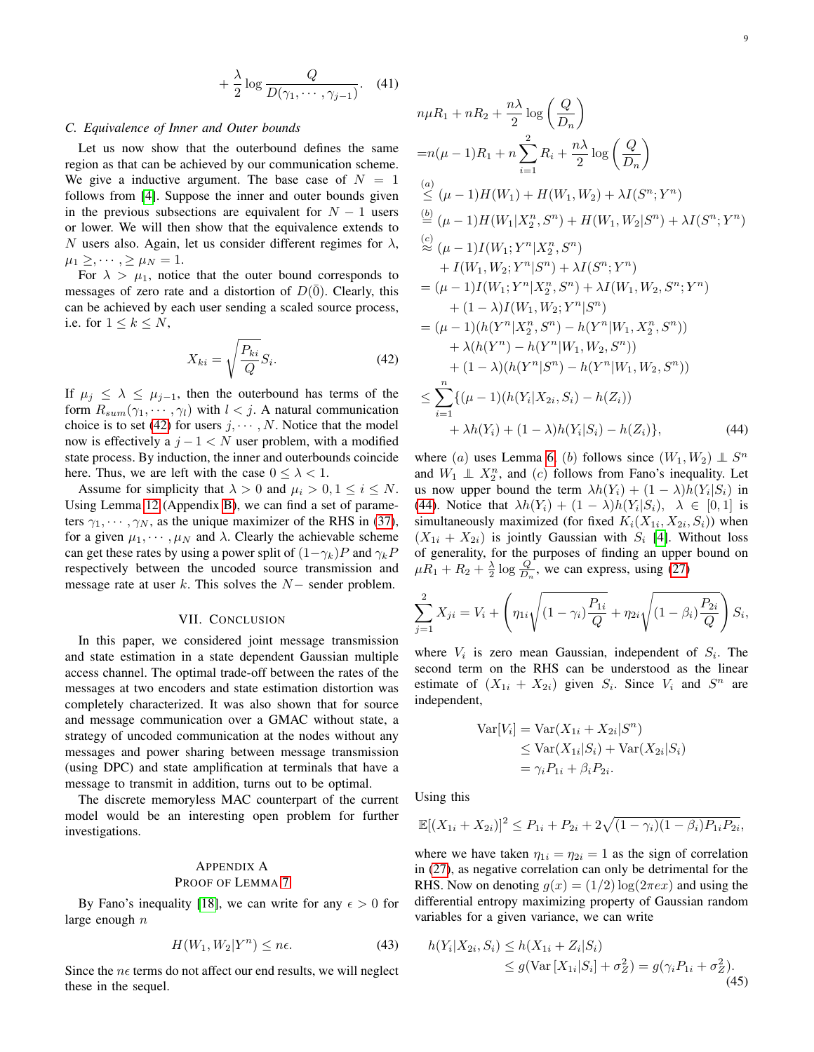$$+\frac{\lambda}{2}\log\frac{Q}{D(\gamma_1,\cdots,\gamma_{j-1})}. \quad (41)$$

### C. Equivalence of Inner and Outer bounds

Let us now show that the outerbound defines the same region as that can be achieved by our communication scheme. We give a inductive argument. The base case of $N=1$ follows from [4]. Suppose the inner and outer bounds given in the previous subsections are equivalent for $N-1$ users or lower. We will then show that the equivalence extends to $N$ users also. Again, let us consider different regimes for $\lambda$, $\mu_1 \geq, \cdots, \geq \mu_N = 1$.

For $\lambda > \mu_1$, notice that the outer bound corresponds to messages of zero rate and a distortion of $D(\bar{0})$. Clearly, this can be achieved by each user sending a scaled source process, i.e. for $1 \leq k \leq N$,

$$X_{ki} = \sqrt{\frac{P_{ki}}{Q}} S_i. \quad (42)$$

If $\mu_j \leq \lambda \leq \mu_{j-1}$, then the outerbound has terms of the form $R_{sum}(\gamma_1,\cdots,\gamma_l)$ with $l<j$. A natural communication choice is to set (42) for users $j,\cdots,N$. Notice that the model now is effectively a $j-1<N$ user problem, with a modified state process. By induction, the inner and outerbounds coincide here. Thus, we are left with the case $0 \leq \lambda < 1$.

Assume for simplicity that $\lambda > 0$ and $\mu_i > 0, 1 \leq i \leq N$. Using Lemma 12 (Appendix B), we can find a set of parameters $\gamma_1,\cdots,\gamma_N$, as the unique maximizer of the RHS in (37), for a given $\mu_1,\cdots,\mu_N$ and $\lambda$. Clearly the achievable scheme can get these rates by using a power split of $(1-\gamma_k)P$ and $\gamma_k P$ respectively between the uncoded source transmission and message rate at user $k$. This solves the $N-$ sender problem.

## VII. Conclusion

In this paper, we considered joint message transmission and state estimation in a state dependent Gaussian multiple access channel. The optimal trade-off between the rates of the messages at two encoders and state estimation distortion was completely characterized. It was also shown that for source and message communication over a GMAC without state, a strategy of uncoded communication at the nodes without any messages and power sharing between message transmission (using DPC) and state amplification at terminals that have a message to transmit in addition, turns out to be optimal.

The discrete memoryless MAC counterpart of the current model would be an interesting open problem for further investigations.

## Appendix A
## Proof of Lemma 7

By Fano's inequality [18], we can write for any $\epsilon > 0$ for large enough $n$

$$H(W_1, W_2|Y^n) \leq n\epsilon. \quad (43)$$

Since the $n\epsilon$ terms do not affect our end results, we will neglect these in the sequel.

$$\begin{aligned}
&n\mu R_1 + nR_2 + \frac{n\lambda}{2}\log\left(\frac{Q}{D_n}\right)\\
=&n(\mu-1)R_1 + n\sum_{i=1}^{2} R_i + \frac{n\lambda}{2}\log\left(\frac{Q}{D_n}\right)\\
\overset{(a)}{\leq}& (\mu-1)H(W_1) + H(W_1,W_2) + \lambda I(S^n;Y^n)\\
\overset{(b)}{=}& (\mu-1)H(W_1|X_2^n,S^n) + H(W_1,W_2|S^n) + \lambda I(S^n;Y^n)\\
\overset{(c)}{\approx}& (\mu-1)I(W_1;Y^n|X_2^n,S^n)\\
&+ I(W_1,W_2;Y^n|S^n) + \lambda I(S^n;Y^n)\\
=& (\mu-1)I(W_1;Y^n|X_2^n,S^n) + \lambda I(W_1,W_2,S^n;Y^n)\\
&+ (1-\lambda)I(W_1,W_2;Y^n|S^n)\\
=& (\mu-1)(h(Y^n|X_2^n,S^n) - h(Y^n|W_1,X_2^n,S^n))\\
&+ \lambda(h(Y^n) - h(Y^n|W_1,W_2,S^n))\\
&+ (1-\lambda)(h(Y^n|S^n) - h(Y^n|W_1,W_2,S^n))\\
\leq& \sum_{i=1}^{n}\{(\mu-1)(h(Y_i|X_{2i},S_i) - h(Z_i))\\
&+ \lambda h(Y_i) + (1-\lambda)h(Y_i|S_i) - h(Z_i)\},
\end{aligned} \quad (44)$$

where $(a)$ uses Lemma 6, $(b)$ follows since $(W_1,W_2) \perp\!\!\!\perp S^n$ and $W_1 \perp\!\!\!\perp X_2^n$, and $(c)$ follows from Fano's inequality. Let us now upper bound the term $\lambda h(Y_i) + (1-\lambda)h(Y_i|S_i)$ in (44). Notice that $\lambda h(Y_i) + (1-\lambda)h(Y_i|S_i),\ \lambda \in [0,1]$ is simultaneously maximized (for fixed $K_i(X_{1i},X_{2i},S_i)$) when $(X_{1i}+X_{2i})$ is jointly Gaussian with $S_i$ [4]. Without loss of generality, for the purposes of finding an upper bound on $\mu R_1 + R_2 + \frac{\lambda}{2}\log\frac{Q}{D_n}$, we can express, using (27)

$$\sum_{j=1}^{2} X_{ji} = V_i + \left(\eta_{1i}\sqrt{(1-\gamma_i)\frac{P_{1i}}{Q}} + \eta_{2i}\sqrt{(1-\beta_i)\frac{P_{2i}}{Q}}\right)S_i,$$

where $V_i$ is zero mean Gaussian, independent of $S_i$. The second term on the RHS can be understood as the linear estimate of $(X_{1i}+X_{2i})$ given $S_i$. Since $V_i$ and $S^n$ are independent,

$$\begin{aligned}
\mathrm{Var}[V_i] &= \mathrm{Var}(X_{1i}+X_{2i}|S^n)\\
&\leq \mathrm{Var}(X_{1i}|S_i) + \mathrm{Var}(X_{2i}|S_i)\\
&= \gamma_i P_{1i} + \beta_i P_{2i}.
\end{aligned}$$

Using this

$$\mathbb{E}[(X_{1i}+X_{2i})]^2 \leq P_{1i} + P_{2i} + 2\sqrt{(1-\gamma_i)(1-\beta_i)P_{1i}P_{2i}},$$

where we have taken $\eta_{1i} = \eta_{2i} = 1$ as the sign of correlation in (27), as negative correlation can only be detrimental for the RHS. Now on denoting $g(x) = (1/2)\log(2\pi e x)$ and using the differential entropy maximizing property of Gaussian random variables for a given variance, we can write

$$\begin{aligned}
h(Y_i|X_{2i},S_i) &\leq h(X_{1i}+Z_i|S_i)\\
&\leq g(\mathrm{Var}\,[X_{1i}|S_i] + \sigma_Z^2) = g(\gamma_i P_{1i} + \sigma_Z^2).
\end{aligned} \quad (45)$$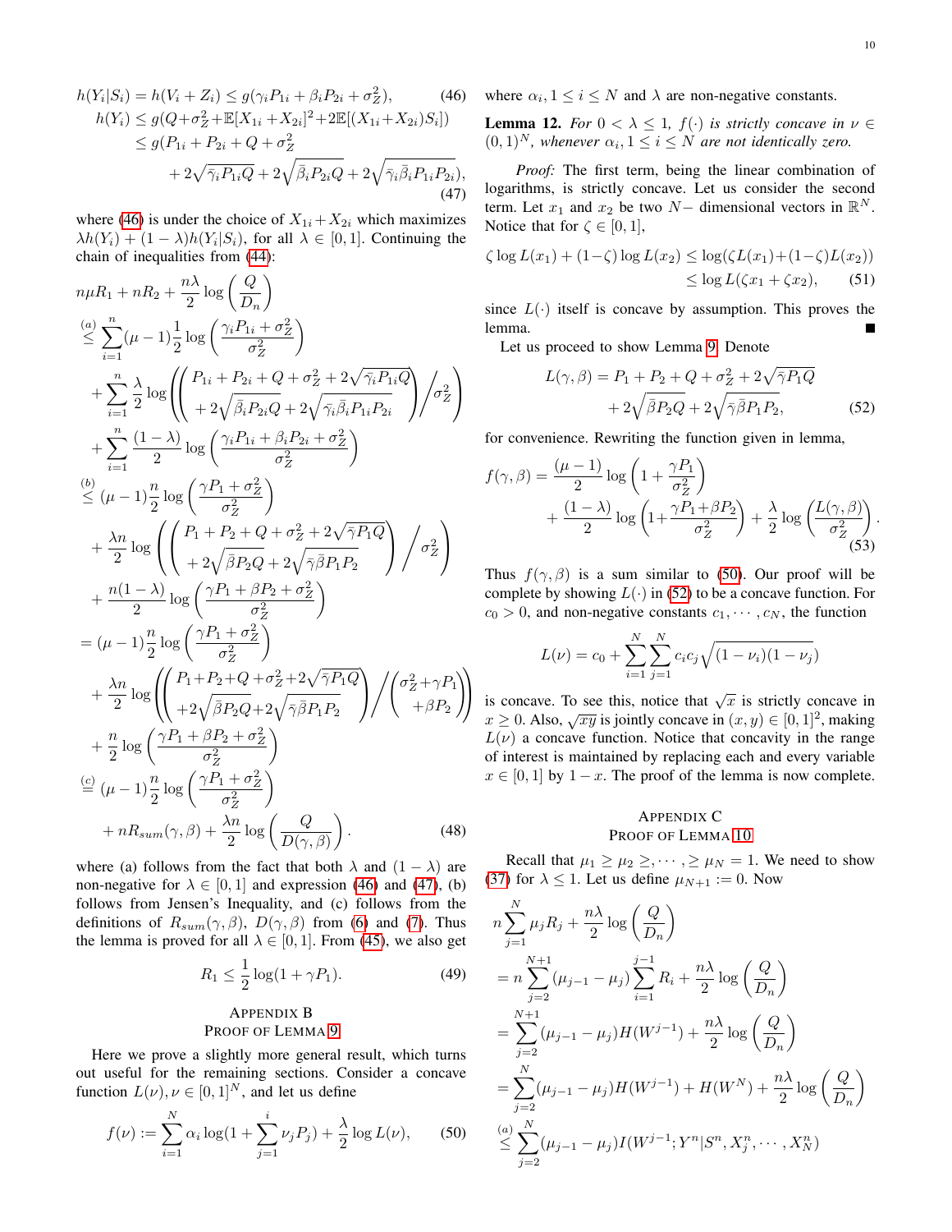$$h(Y_i|S_i) = h(V_i + Z_i) \leq g(\gamma_i P_{1i} + \beta_i P_{2i} + \sigma_Z^2), \tag{46}$$

$$\begin{aligned} h(Y_i) &\leq g(Q+\sigma_Z^2+\mathbb{E}[X_{1i}+X_{2i}]^2+2\mathbb{E}[(X_{1i}+X_{2i})S_i]) \\ &\leq g(P_{1i}+P_{2i}+Q+\sigma_Z^2 \\ &\quad + 2\sqrt{\bar{\gamma}_i P_{1i} Q} + 2\sqrt{\bar{\beta}_i P_{2i} Q} + 2\sqrt{\bar{\gamma}_i \bar{\beta}_i P_{1i} P_{2i}}), \end{aligned} \tag{47}$$

where (46) is under the choice of $X_{1i}+X_{2i}$ which maximizes $\lambda h(Y_i) + (1-\lambda) h(Y_i|S_i)$, for all $\lambda \in [0,1]$. Continuing the chain of inequalities from (44):

$$\begin{aligned}
& n\mu R_1 + nR_2 + \frac{n\lambda}{2}\log\left(\frac{Q}{D_n}\right) \\
&\overset{(a)}{\leq} \sum_{i=1}^{n} (\mu-1)\frac{1}{2}\log\left(\frac{\gamma_i P_{1i}+\sigma_Z^2}{\sigma_Z^2}\right) \\
&\quad + \sum_{i=1}^{n} \frac{\lambda}{2}\log\left(\left(\begin{matrix} P_{1i}+P_{2i}+Q+\sigma_Z^2+2\sqrt{\bar{\gamma}_i P_{1i} Q} \\ +2\sqrt{\bar{\beta}_i P_{2i} Q}+2\sqrt{\bar{\gamma}_i\bar{\beta}_i P_{1i}P_{2i}} \end{matrix}\right)\Big/\sigma_Z^2\right) \\
&\quad + \sum_{i=1}^{n} \frac{(1-\lambda)}{2}\log\left(\frac{\gamma_i P_{1i}+\beta_i P_{2i}+\sigma_Z^2}{\sigma_Z^2}\right) \\
&\overset{(b)}{\leq} (\mu-1)\frac{n}{2}\log\left(\frac{\gamma P_1+\sigma_Z^2}{\sigma_Z^2}\right) \\
&\quad + \frac{\lambda n}{2}\log\left(\left(\begin{matrix} P_1+P_2+Q+\sigma_Z^2+2\sqrt{\bar{\gamma} P_1 Q} \\ +2\sqrt{\bar{\beta} P_2 Q}+2\sqrt{\bar{\gamma}\bar{\beta} P_1 P_2} \end{matrix}\right)\Big/\sigma_Z^2\right) \\
&\quad + \frac{n(1-\lambda)}{2}\log\left(\frac{\gamma P_1+\beta P_2+\sigma_Z^2}{\sigma_Z^2}\right) \\
&= (\mu-1)\frac{n}{2}\log\left(\frac{\gamma P_1+\sigma_Z^2}{\sigma_Z^2}\right) \\
&\quad + \frac{\lambda n}{2}\log\left(\left(\begin{matrix} P_1+P_2+Q+\sigma_Z^2+2\sqrt{\bar{\gamma} P_1 Q} \\ +2\sqrt{\bar{\beta} P_2 Q}+2\sqrt{\bar{\gamma}\bar{\beta} P_1 P_2} \end{matrix}\right)\Big/\left(\begin{matrix}\sigma_Z^2+\gamma P_1 \\ +\beta P_2\end{matrix}\right)\right) \\
&\quad + \frac{n}{2}\log\left(\frac{\gamma P_1+\beta P_2+\sigma_Z^2}{\sigma_Z^2}\right) \\
&\overset{(c)}{=} (\mu-1)\frac{n}{2}\log\left(\frac{\gamma P_1+\sigma_Z^2}{\sigma_Z^2}\right) \\
&\quad + nR_{sum}(\gamma,\beta) + \frac{\lambda n}{2}\log\left(\frac{Q}{D(\gamma,\beta)}\right).
\end{aligned} \tag{48}$$

where (a) follows from the fact that both $\lambda$ and $(1-\lambda)$ are non-negative for $\lambda \in [0,1]$ and expression (46) and (47), (b) follows from Jensen's Inequality, and (c) follows from the definitions of $R_{sum}(\gamma,\beta)$, $D(\gamma,\beta)$ from (6) and (7). Thus the lemma is proved for all $\lambda \in [0,1]$. From (45), we also get

$$R_1 \leq \frac{1}{2}\log(1+\gamma P_1). \tag{49}$$

## Appendix B
## Proof of Lemma 9

Here we prove a slightly more general result, which turns out useful for the remaining sections. Consider a concave function $L(\nu), \nu \in [0,1]^N$, and let us define

$$f(\nu) := \sum_{i=1}^{N} \alpha_i \log(1+\sum_{j=1}^{i}\nu_j P_j) + \frac{\lambda}{2}\log L(\nu), \tag{50}$$

where $\alpha_i, 1 \leq i \leq N$ and $\lambda$ are non-negative constants.

**Lemma 12.** *For $0 < \lambda \leq 1$, $f(\cdot)$ is strictly concave in $\nu \in (0,1)^N$, whenever $\alpha_i, 1 \leq i \leq N$ are not identically zero.*

*Proof:* The first term, being the linear combination of logarithms, is strictly concave. Let us consider the second term. Let $x_1$ and $x_2$ be two $N-$ dimensional vectors in $\mathbb{R}^N$. Notice that for $\zeta \in [0,1]$,

$$\begin{aligned} \zeta \log L(x_1) + (1-\zeta)\log L(x_2) &\leq \log(\zeta L(x_1)+(1-\zeta)L(x_2)) \\ &\leq \log L(\zeta x_1 + \zeta x_2), \end{aligned} \tag{51}$$

since $L(\cdot)$ itself is concave by assumption. This proves the lemma. ∎

Let us proceed to show Lemma 9. Denote

$$\begin{aligned} L(\gamma,\beta) = P_1 + P_2 + Q + \sigma_Z^2 + 2\sqrt{\bar{\gamma}P_1 Q} \\ + 2\sqrt{\bar{\beta}P_2 Q} + 2\sqrt{\bar{\gamma}\bar{\beta}P_1 P_2}, \end{aligned} \tag{52}$$

for convenience. Rewriting the function given in lemma,

$$\begin{aligned} f(\gamma,\beta) = \frac{(\mu-1)}{2}\log\left(1+\frac{\gamma P_1}{\sigma_Z^2}\right) \\ + \frac{(1-\lambda)}{2}\log\left(1+\frac{\gamma P_1+\beta P_2}{\sigma_Z^2}\right) + \frac{\lambda}{2}\log\left(\frac{L(\gamma,\beta)}{\sigma_Z^2}\right). \end{aligned} \tag{53}$$

Thus $f(\gamma,\beta)$ is a sum similar to (50). Our proof will be complete by showing $L(\cdot)$ in (52) to be a concave function. For $c_0 > 0$, and non-negative constants $c_1, \cdots, c_N$, the function

$$L(\nu) = c_0 + \sum_{i=1}^{N}\sum_{j=1}^{N} c_i c_j \sqrt{(1-\nu_i)(1-\nu_j)}$$

is concave. To see this, notice that $\sqrt{x}$ is strictly concave in $x \geq 0$. Also, $\sqrt{xy}$ is jointly concave in $(x,y) \in [0,1]^2$, making $L(\nu)$ a concave function. Notice that concavity in the range of interest is maintained by replacing each and every variable $x \in [0,1]$ by $1-x$. The proof of the lemma is now complete.

## Appendix C
## Proof of Lemma 10

Recall that $\mu_1 \geq \mu_2 \geq, \cdots, \geq \mu_N = 1$. We need to show (37) for $\lambda \leq 1$. Let us define $\mu_{N+1} := 0$. Now

$$\begin{aligned}
& n\sum_{j=1}^{N}\mu_j R_j + \frac{n\lambda}{2}\log\left(\frac{Q}{D_n}\right) \\
&= n\sum_{j=2}^{N+1}(\mu_{j-1}-\mu_j)\sum_{i=1}^{j-1}R_i + \frac{n\lambda}{2}\log\left(\frac{Q}{D_n}\right) \\
&= \sum_{j=2}^{N+1}(\mu_{j-1}-\mu_j)H(W^{j-1}) + \frac{n\lambda}{2}\log\left(\frac{Q}{D_n}\right) \\
&= \sum_{j=2}^{N}(\mu_{j-1}-\mu_j)H(W^{j-1}) + H(W^N) + \frac{n\lambda}{2}\log\left(\frac{Q}{D_n}\right) \\
&\overset{(a)}{\leq} \sum_{j=2}^{N}(\mu_{j-1}-\mu_j)I(W^{j-1};Y^n|S^n,X_j^n,\cdots,X_N^n)
\end{aligned}$$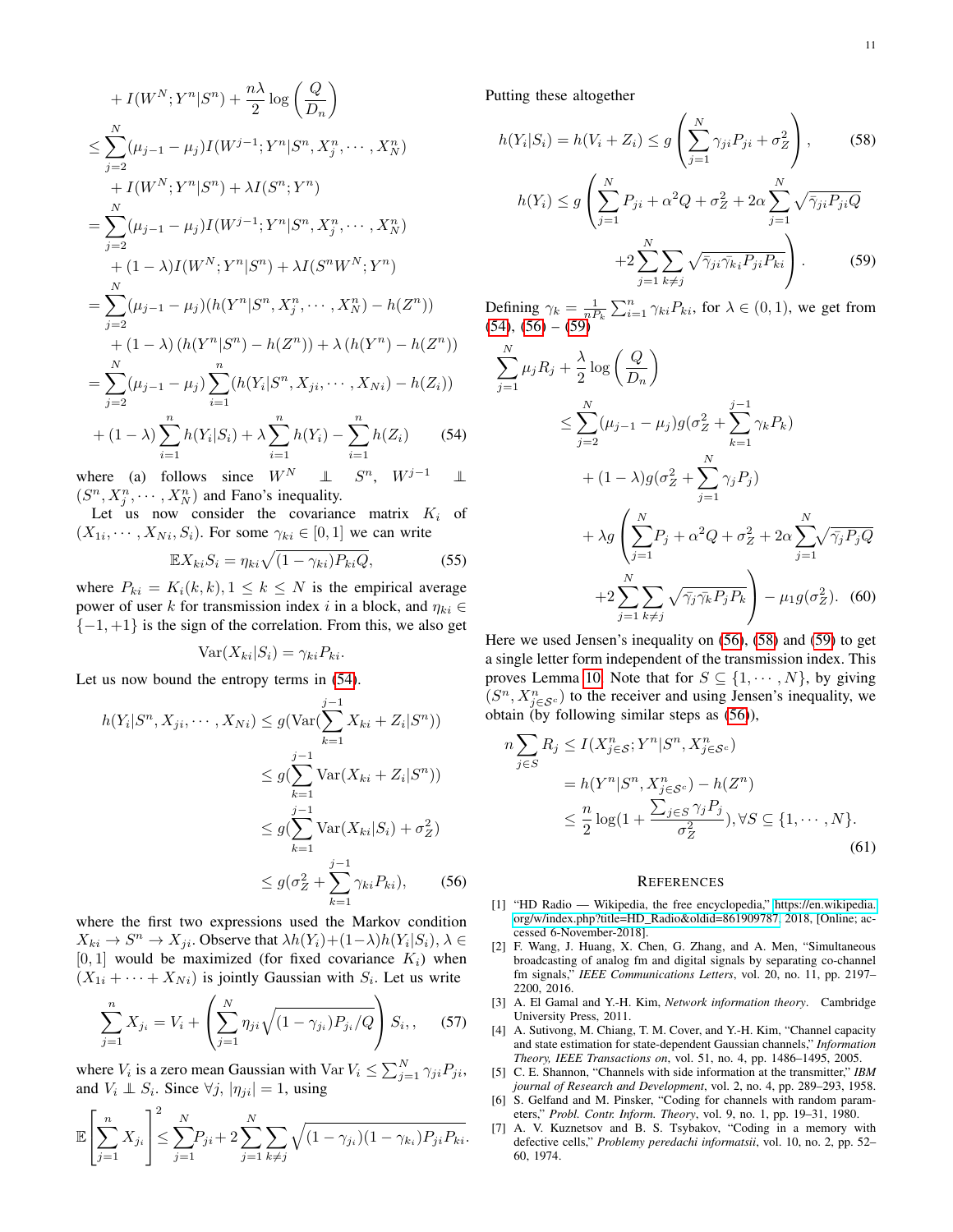$$
\begin{aligned}
&+ I(W^N; Y^n|S^n) + \frac{n\lambda}{2}\log\left(\frac{Q}{D_n}\right) \\
&\leq \sum_{j=2}^{N}(\mu_{j-1}-\mu_j) I(W^{j-1}; Y^n|S^n, X_j^n, \cdots, X_N^n) \\
&\quad + I(W^N; Y^n|S^n) + \lambda I(S^n; Y^n) \\
&= \sum_{j=2}^{N}(\mu_{j-1}-\mu_j) I(W^{j-1}; Y^n|S^n, X_j^n, \cdots, X_N^n) \\
&\quad + (1-\lambda) I(W^N; Y^n|S^n) + \lambda I(S^n W^N; Y^n) \\
&= \sum_{j=2}^{N}(\mu_{j-1}-\mu_j)(h(Y^n|S^n, X_j^n, \cdots, X_N^n) - h(Z^n)) \\
&\quad + (1-\lambda)\left(h(Y^n|S^n) - h(Z^n)\right) + \lambda\left(h(Y^n) - h(Z^n)\right) \\
&= \sum_{j=2}^{N}(\mu_{j-1}-\mu_j)\sum_{i=1}^{n}(h(Y_i|S^n, X_{ji}, \cdots, X_{Ni}) - h(Z_i)) \\
&\quad + (1-\lambda)\sum_{i=1}^{n} h(Y_i|S_i) + \lambda\sum_{i=1}^{n} h(Y_i) - \sum_{i=1}^{n} h(Z_i)
\end{aligned} \tag{54}
$$

where (a) follows since $W^N \perp\!\!\!\perp S^n$, $W^{j-1} \perp\!\!\!\perp (S^n, X_j^n, \cdots, X_N^n)$ and Fano's inequality.

Let us now consider the covariance matrix $K_i$ of $(X_{1i}, \cdots, X_{Ni}, S_i)$. For some $\gamma_{ki} \in [0,1]$ we can write

$$
\mathbb{E}X_{ki}S_i = \eta_{ki}\sqrt{(1-\gamma_{ki})P_{ki}Q}, \tag{55}
$$

where $P_{ki} = K_i(k,k), 1 \leq k \leq N$ is the empirical average power of user $k$ for transmission index $i$ in a block, and $\eta_{ki} \in \{-1, +1\}$ is the sign of the correlation. From this, we also get

$$
\mathrm{Var}(X_{ki}|S_i) = \gamma_{ki}P_{ki}.
$$

Let us now bound the entropy terms in (54).

$$
\begin{aligned}
h(Y_i|S^n, X_{ji}, \cdots, X_{Ni}) &\leq g(\mathrm{Var}(\sum_{k=1}^{j-1} X_{ki} + Z_i|S^n)) \\
&\leq g(\sum_{k=1}^{j-1}\mathrm{Var}(X_{ki} + Z_i|S^n)) \\
&\leq g(\sum_{k=1}^{j-1}\mathrm{Var}(X_{ki}|S_i) + \sigma_Z^2) \\
&\leq g(\sigma_Z^2 + \sum_{k=1}^{j-1}\gamma_{ki}P_{ki}),
\end{aligned} \tag{56}
$$

where the first two expressions used the Markov condition $X_{ki} \to S^n \to X_{ji}$. Observe that $\lambda h(Y_i) + (1-\lambda)h(Y_i|S_i), \lambda \in [0,1]$ would be maximized (for fixed covariance $K_i$) when $(X_{1i} + \cdots + X_{Ni})$ is jointly Gaussian with $S_i$. Let us write

$$
\sum_{j=1}^{n} X_{j_i} = V_i + \left(\sum_{j=1}^{N}\eta_{ji}\sqrt{(1-\gamma_j)P_{j_i}/Q}\right)S_i,, \tag{57}
$$

where $V_i$ is a zero mean Gaussian with $\mathrm{Var}\, V_i \leq \sum_{j=1}^{N}\gamma_{ji}P_{ji}$, and $V_i \perp\!\!\!\perp S_i$. Since $\forall j, |\eta_{ji}| = 1$, using

$$
\mathbb{E}\left[\sum_{j=1}^{n} X_{j_i}\right]^2 \leq \sum_{j=1}^{N} P_{ji} + 2\sum_{j=1}^{N}\sum_{k\neq j}\sqrt{(1-\gamma_{j_i})(1-\gamma_{k_i})P_{ji}P_{ki}}.
$$

Putting these altogether

$$
h(Y_i|S_i) = h(V_i + Z_i) \leq g\left(\sum_{j=1}^{N}\gamma_{ji}P_{ji} + \sigma_Z^2\right), \tag{58}
$$

$$
\begin{aligned}
h(Y_i) \leq g\Bigg(&\sum_{j=1}^{N} P_{ji} + \alpha^2 Q + \sigma_Z^2 + 2\alpha\sum_{j=1}^{N}\sqrt{\bar\gamma_{ji}P_{ji}Q} \\
&+ 2\sum_{j=1}^{N}\sum_{k\neq j}\sqrt{\bar\gamma_{ji}\bar\gamma_{ki}P_{ji}P_{ki}}\Bigg).
\end{aligned} \tag{59}
$$

Defining $\gamma_k = \frac{1}{nP_k}\sum_{i=1}^{n}\gamma_{ki}P_{ki}$, for $\lambda \in (0,1)$, we get from (54), (56) – (59)

$$
\begin{aligned}
&\sum_{j=1}^{N}\mu_j R_j + \frac{\lambda}{2}\log\left(\frac{Q}{D_n}\right) \\
&\leq \sum_{j=2}^{N}(\mu_{j-1}-\mu_j) g(\sigma_Z^2 + \sum_{k=1}^{j-1}\gamma_k P_k) \\
&\quad + (1-\lambda) g(\sigma_Z^2 + \sum_{j=1}^{N}\gamma_j P_j) \\
&\quad + \lambda g\Bigg(\sum_{j=1}^{N} P_j + \alpha^2 Q + \sigma_Z^2 + 2\alpha\sum_{j=1}^{N}\sqrt{\bar\gamma_j P_j Q} \\
&\quad + 2\sum_{j=1}^{N}\sum_{k\neq j}\sqrt{\bar\gamma_j\bar\gamma_k P_j P_k}\Bigg) - \mu_1 g(\sigma_Z^2).
\end{aligned} \tag{60}
$$

Here we used Jensen's inequality on (56), (58) and (59) to get a single letter form independent of the transmission index. This proves Lemma 10. Note that for $S \subseteq \{1, \cdots, N\}$, by giving $(S^n, X^n_{j\in\mathcal{S}^c})$ to the receiver and using Jensen's inequality, we obtain (by following similar steps as (56)),

$$
\begin{aligned}
n\sum_{j\in S} R_j &\leq I(X^n_{j\in\mathcal{S}}; Y^n|S^n, X^n_{j\in\mathcal{S}^c}) \\
&= h(Y^n|S^n, X^n_{j\in\mathcal{S}^c}) - h(Z^n) \\
&\leq \frac{n}{2}\log(1 + \frac{\sum_{j\in S}\gamma_j P_j}{\sigma_Z^2}), \forall S \subseteq \{1, \cdots, N\}.
\end{aligned} \tag{61}
$$

## References

[1] "HD Radio — Wikipedia, the free encyclopedia," https://en.wikipedia.org/w/index.php?title=HD_Radio&oldid=861909787, 2018, [Online; accessed 6-November-2018].

[2] F. Wang, J. Huang, X. Chen, G. Zhang, and A. Men, "Simultaneous broadcasting of analog fm and digital signals by separating co-channel fm signals," *IEEE Communications Letters*, vol. 20, no. 11, pp. 2197–2200, 2016.

[3] A. El Gamal and Y.-H. Kim, *Network information theory*. Cambridge University Press, 2011.

[4] A. Sutivong, M. Chiang, T. M. Cover, and Y.-H. Kim, "Channel capacity and state estimation for state-dependent Gaussian channels," *Information Theory, IEEE Transactions on*, vol. 51, no. 4, pp. 1486–1495, 2005.

[5] C. E. Shannon, "Channels with side information at the transmitter," *IBM journal of Research and Development*, vol. 2, no. 4, pp. 289–293, 1958.

[6] S. Gelfand and M. Pinsker, "Coding for channels with random parameters," *Probl. Contr. Inform. Theory*, vol. 9, no. 1, pp. 19–31, 1980.

[7] A. V. Kuznetsov and B. S. Tsybakov, "Coding in a memory with defective cells," *Problemy peredachi informatsii*, vol. 10, no. 2, pp. 52–60, 1974.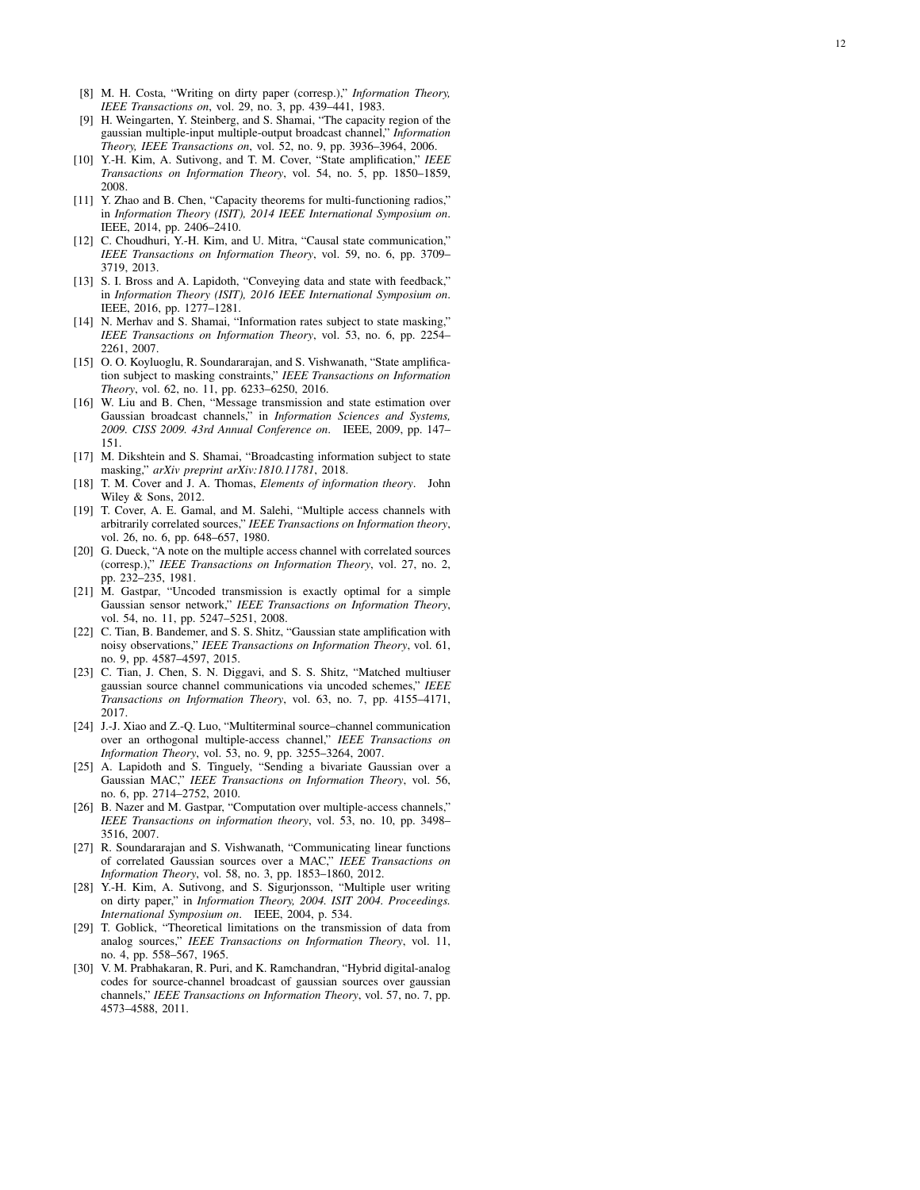[8] M. H. Costa, "Writing on dirty paper (corresp.)," *Information Theory, IEEE Transactions on*, vol. 29, no. 3, pp. 439–441, 1983.

[9] H. Weingarten, Y. Steinberg, and S. Shamai, "The capacity region of the gaussian multiple-input multiple-output broadcast channel," *Information Theory, IEEE Transactions on*, vol. 52, no. 9, pp. 3936–3964, 2006.

[10] Y.-H. Kim, A. Sutivong, and T. M. Cover, "State amplification," *IEEE Transactions on Information Theory*, vol. 54, no. 5, pp. 1850–1859, 2008.

[11] Y. Zhao and B. Chen, "Capacity theorems for multi-functioning radios," in *Information Theory (ISIT), 2014 IEEE International Symposium on*. IEEE, 2014, pp. 2406–2410.

[12] C. Choudhuri, Y.-H. Kim, and U. Mitra, "Causal state communication," *IEEE Transactions on Information Theory*, vol. 59, no. 6, pp. 3709–3719, 2013.

[13] S. I. Bross and A. Lapidoth, "Conveying data and state with feedback," in *Information Theory (ISIT), 2016 IEEE International Symposium on*. IEEE, 2016, pp. 1277–1281.

[14] N. Merhav and S. Shamai, "Information rates subject to state masking," *IEEE Transactions on Information Theory*, vol. 53, no. 6, pp. 2254–2261, 2007.

[15] O. O. Koyluoglu, R. Soundararajan, and S. Vishwanath, "State amplification subject to masking constraints," *IEEE Transactions on Information Theory*, vol. 62, no. 11, pp. 6233–6250, 2016.

[16] W. Liu and B. Chen, "Message transmission and state estimation over Gaussian broadcast channels," in *Information Sciences and Systems, 2009. CISS 2009. 43rd Annual Conference on*. IEEE, 2009, pp. 147–151.

[17] M. Dikshtein and S. Shamai, "Broadcasting information subject to state masking," *arXiv preprint arXiv:1810.11781*, 2018.

[18] T. M. Cover and J. A. Thomas, *Elements of information theory*. John Wiley & Sons, 2012.

[19] T. Cover, A. E. Gamal, and M. Salehi, "Multiple access channels with arbitrarily correlated sources," *IEEE Transactions on Information theory*, vol. 26, no. 6, pp. 648–657, 1980.

[20] G. Dueck, "A note on the multiple access channel with correlated sources (corresp.)," *IEEE Transactions on Information Theory*, vol. 27, no. 2, pp. 232–235, 1981.

[21] M. Gastpar, "Uncoded transmission is exactly optimal for a simple Gaussian sensor network," *IEEE Transactions on Information Theory*, vol. 54, no. 11, pp. 5247–5251, 2008.

[22] C. Tian, B. Bandemer, and S. S. Shitz, "Gaussian state amplification with noisy observations," *IEEE Transactions on Information Theory*, vol. 61, no. 9, pp. 4587–4597, 2015.

[23] C. Tian, J. Chen, S. N. Diggavi, and S. S. Shitz, "Matched multiuser gaussian source channel communications via uncoded schemes," *IEEE Transactions on Information Theory*, vol. 63, no. 7, pp. 4155–4171, 2017.

[24] J.-J. Xiao and Z.-Q. Luo, "Multiterminal source–channel communication over an orthogonal multiple-access channel," *IEEE Transactions on Information Theory*, vol. 53, no. 9, pp. 3255–3264, 2007.

[25] A. Lapidoth and S. Tinguely, "Sending a bivariate Gaussian over a Gaussian MAC," *IEEE Transactions on Information Theory*, vol. 56, no. 6, pp. 2714–2752, 2010.

[26] B. Nazer and M. Gastpar, "Computation over multiple-access channels," *IEEE Transactions on information theory*, vol. 53, no. 10, pp. 3498–3516, 2007.

[27] R. Soundararajan and S. Vishwanath, "Communicating linear functions of correlated Gaussian sources over a MAC," *IEEE Transactions on Information Theory*, vol. 58, no. 3, pp. 1853–1860, 2012.

[28] Y.-H. Kim, A. Sutivong, and S. Sigurjonsson, "Multiple user writing on dirty paper," in *Information Theory, 2004. ISIT 2004. Proceedings. International Symposium on*. IEEE, 2004, p. 534.

[29] T. Goblick, "Theoretical limitations on the transmission of data from analog sources," *IEEE Transactions on Information Theory*, vol. 11, no. 4, pp. 558–567, 1965.

[30] V. M. Prabhakaran, R. Puri, and K. Ramchandran, "Hybrid digital-analog codes for source-channel broadcast of gaussian sources over gaussian channels," *IEEE Transactions on Information Theory*, vol. 57, no. 7, pp. 4573–4588, 2011.